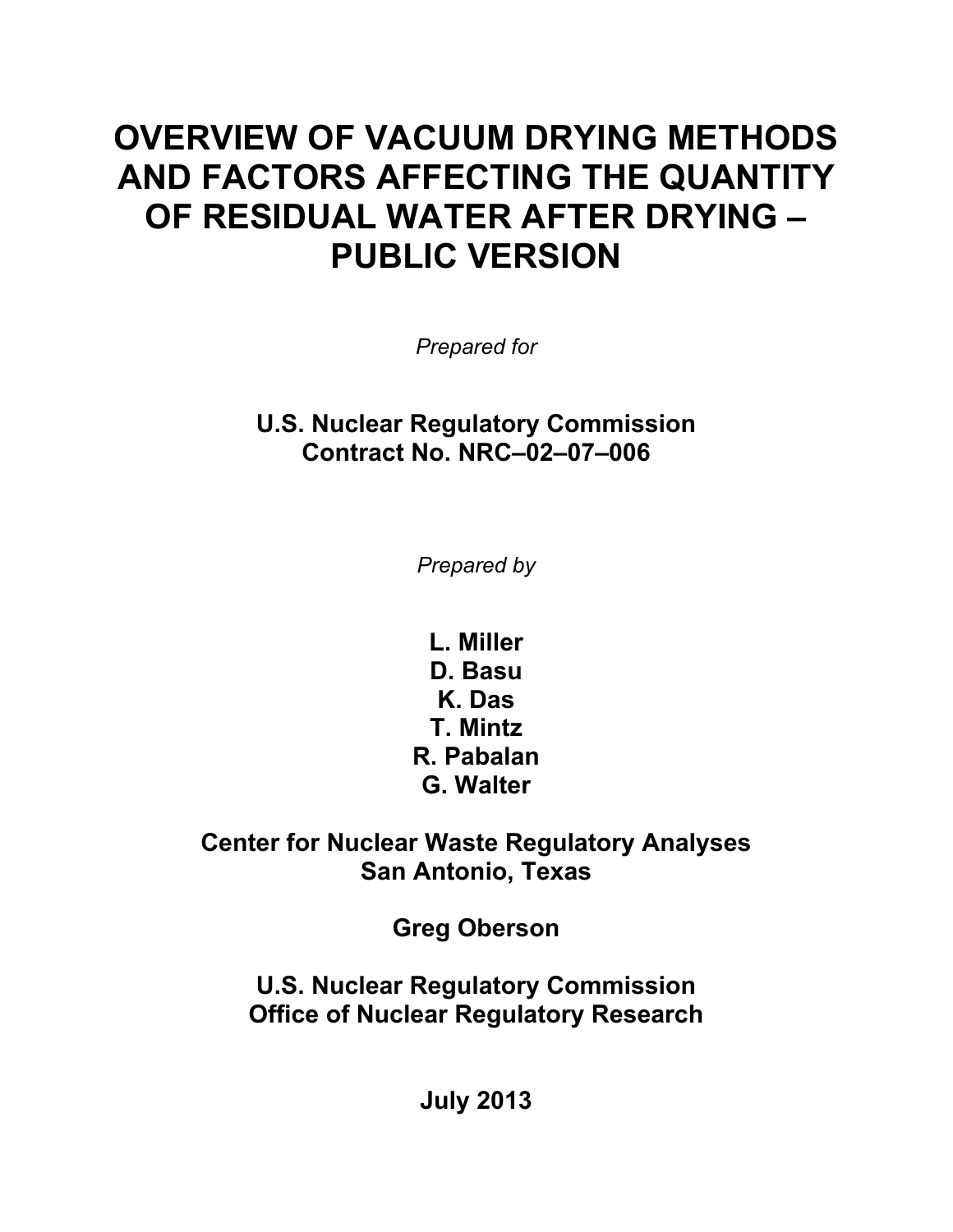# OVERVIEW OF VACUUM DRYING METHODS AND FACTORS AFFECTING THE QUANTITY OF RESIDUAL WATER AFTER DRYING – PUBLIC VERSION

*Prepared for*

**U.S. Nuclear Regulatory Commission**
**Contract No. NRC–02–07–006**

*Prepared by*

**L. Miller**
**D. Basu**
**K. Das**
**T. Mintz**
**R. Pabalan**
**G. Walter**

**Center for Nuclear Waste Regulatory Analyses**
**San Antonio, Texas**

**Greg Oberson**

**U.S. Nuclear Regulatory Commission**
**Office of Nuclear Regulatory Research**

**July 2013**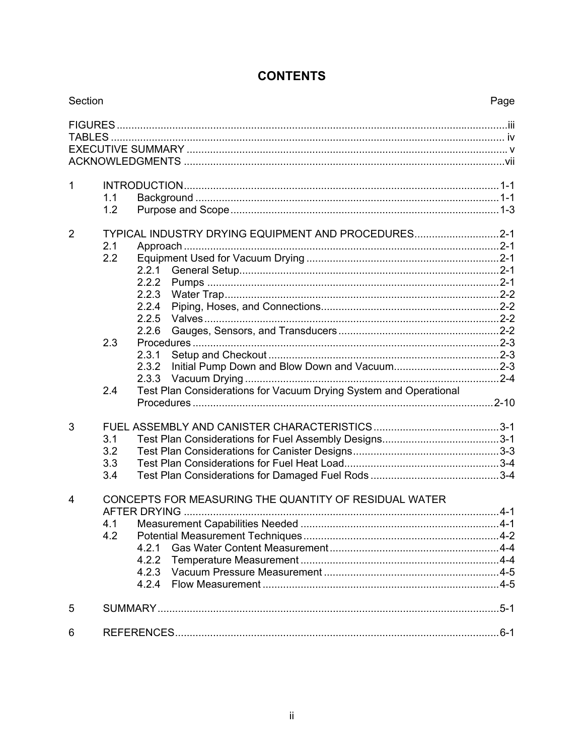# CONTENTS

| Section | | | Page |
|---|---|---|---|
| FIGURES | | | iii |
| TABLES | | | iv |
| EXECUTIVE SUMMARY | | | v |
| ACKNOWLEDGMENTS | | | vii |
| 1 | INTRODUCTION | | 1-1 |
| | 1.1 | Background | 1-1 |
| | 1.2 | Purpose and Scope | 1-3 |
| 2 | TYPICAL INDUSTRY DRYING EQUIPMENT AND PROCEDURES | | 2-1 |
| | 2.1 | Approach | 2-1 |
| | 2.2 | Equipment Used for Vacuum Drying | 2-1 |
| | | 2.2.1 General Setup | 2-1 |
| | | 2.2.2 Pumps | 2-1 |
| | | 2.2.3 Water Trap | 2-2 |
| | | 2.2.4 Piping, Hoses, and Connections | 2-2 |
| | | 2.2.5 Valves | 2-2 |
| | | 2.2.6 Gauges, Sensors, and Transducers | 2-2 |
| | 2.3 | Procedures | 2-3 |
| | | 2.3.1 Setup and Checkout | 2-3 |
| | | 2.3.2 Initial Pump Down and Blow Down and Vacuum | 2-3 |
| | | 2.3.3 Vacuum Drying | 2-4 |
| | 2.4 | Test Plan Considerations for Vacuum Drying System and Operational Procedures | 2-10 |
| 3 | FUEL ASSEMBLY AND CANISTER CHARACTERISTICS | | 3-1 |
| | 3.1 | Test Plan Considerations for Fuel Assembly Designs | 3-1 |
| | 3.2 | Test Plan Considerations for Canister Designs | 3-3 |
| | 3.3 | Test Plan Considerations for Fuel Heat Load | 3-4 |
| | 3.4 | Test Plan Considerations for Damaged Fuel Rods | 3-4 |
| 4 | CONCEPTS FOR MEASURING THE QUANTITY OF RESIDUAL WATER AFTER DRYING | | 4-1 |
| | 4.1 | Measurement Capabilities Needed | 4-1 |
| | 4.2 | Potential Measurement Techniques | 4-2 |
| | | 4.2.1 Gas Water Content Measurement | 4-4 |
| | | 4.2.2 Temperature Measurement | 4-4 |
| | | 4.2.3 Vacuum Pressure Measurement | 4-5 |
| | | 4.2.4 Flow Measurement | 4-5 |
| 5 | SUMMARY | | 5-1 |
| 6 | REFERENCES | | 6-1 |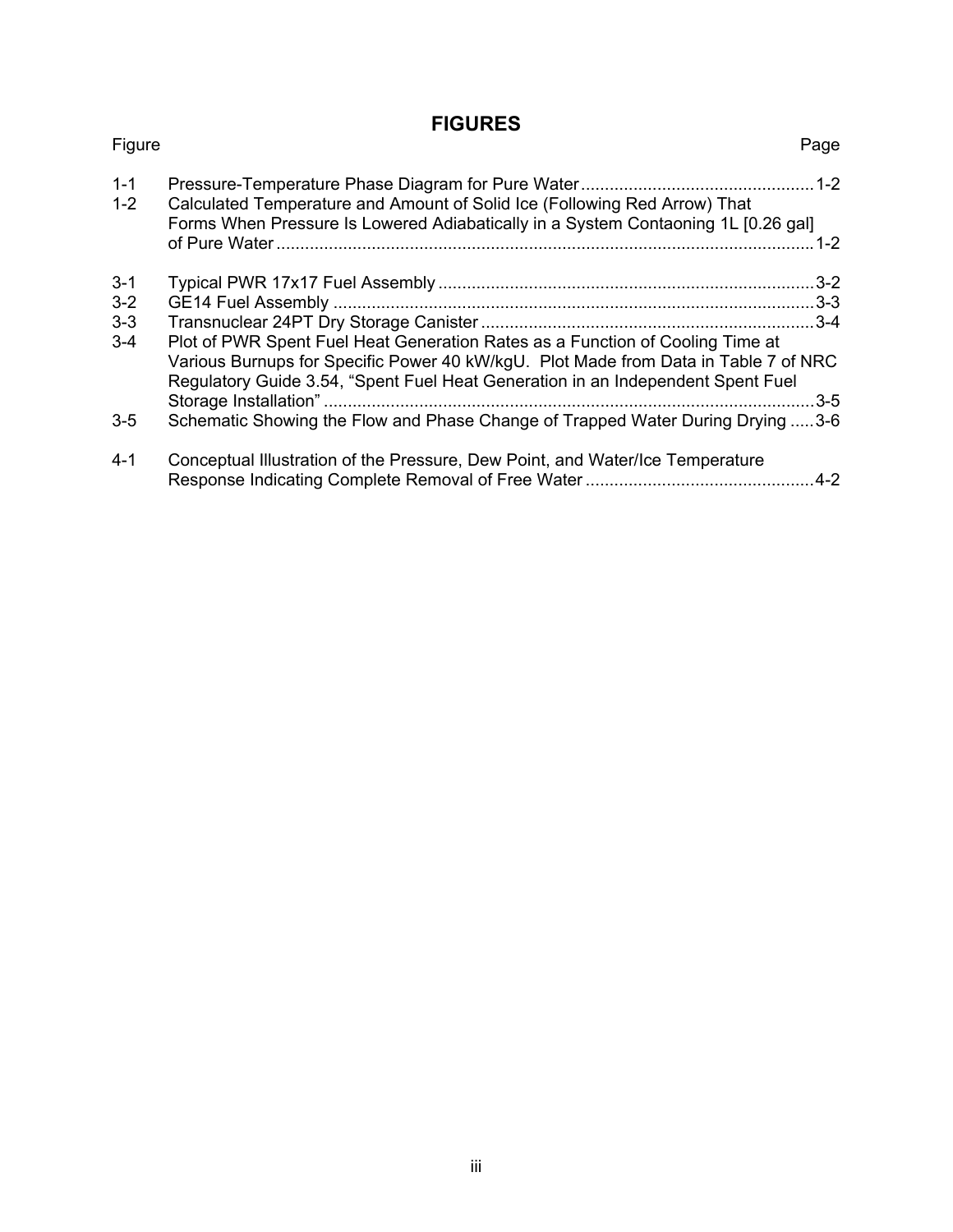# FIGURES

| Figure | | Page |
|---|---|---|
| 1-1 | Pressure-Temperature Phase Diagram for Pure Water | 1-2 |
| 1-2 | Calculated Temperature and Amount of Solid Ice (Following Red Arrow) That Forms When Pressure Is Lowered Adiabatically in a System Contaoning 1L [0.26 gal] of Pure Water | 1-2 |
| 3-1 | Typical PWR 17x17 Fuel Assembly | 3-2 |
| 3-2 | GE14 Fuel Assembly | 3-3 |
| 3-3 | Transnuclear 24PT Dry Storage Canister | 3-4 |
| 3-4 | Plot of PWR Spent Fuel Heat Generation Rates as a Function of Cooling Time at Various Burnups for Specific Power 40 kW/kgU. Plot Made from Data in Table 7 of NRC Regulatory Guide 3.54, "Spent Fuel Heat Generation in an Independent Spent Fuel Storage Installation" | 3-5 |
| 3-5 | Schematic Showing the Flow and Phase Change of Trapped Water During Drying | 3-6 |
| 4-1 | Conceptual Illustration of the Pressure, Dew Point, and Water/Ice Temperature Response Indicating Complete Removal of Free Water | 4-2 |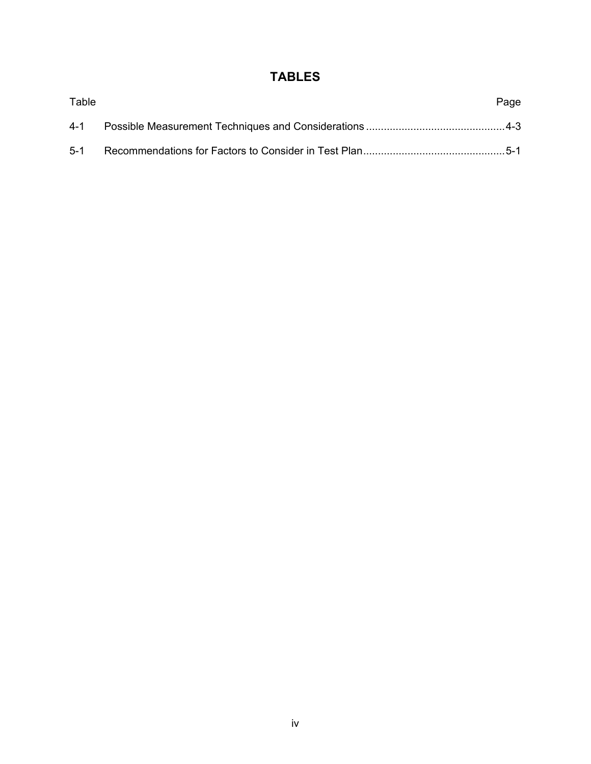# TABLES

| Table | | Page |
|---|---|---|
| 4-1 | Possible Measurement Techniques and Considerations | 4-3 |
| 5-1 | Recommendations for Factors to Consider in Test Plan | 5-1 |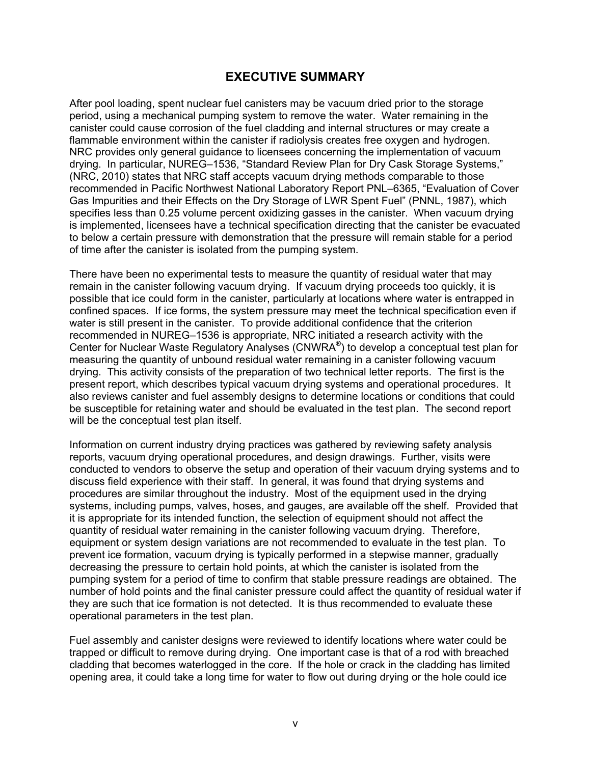# EXECUTIVE SUMMARY

After pool loading, spent nuclear fuel canisters may be vacuum dried prior to the storage period, using a mechanical pumping system to remove the water. Water remaining in the canister could cause corrosion of the fuel cladding and internal structures or may create a flammable environment within the canister if radiolysis creates free oxygen and hydrogen. NRC provides only general guidance to licensees concerning the implementation of vacuum drying. In particular, NUREG–1536, "Standard Review Plan for Dry Cask Storage Systems," (NRC, 2010) states that NRC staff accepts vacuum drying methods comparable to those recommended in Pacific Northwest National Laboratory Report PNL–6365, "Evaluation of Cover Gas Impurities and their Effects on the Dry Storage of LWR Spent Fuel" (PNNL, 1987), which specifies less than 0.25 volume percent oxidizing gasses in the canister. When vacuum drying is implemented, licensees have a technical specification directing that the canister be evacuated to below a certain pressure with demonstration that the pressure will remain stable for a period of time after the canister is isolated from the pumping system.

There have been no experimental tests to measure the quantity of residual water that may remain in the canister following vacuum drying. If vacuum drying proceeds too quickly, it is possible that ice could form in the canister, particularly at locations where water is entrapped in confined spaces. If ice forms, the system pressure may meet the technical specification even if water is still present in the canister. To provide additional confidence that the criterion recommended in NUREG–1536 is appropriate, NRC initiated a research activity with the Center for Nuclear Waste Regulatory Analyses (CNWRA®) to develop a conceptual test plan for measuring the quantity of unbound residual water remaining in a canister following vacuum drying. This activity consists of the preparation of two technical letter reports. The first is the present report, which describes typical vacuum drying systems and operational procedures. It also reviews canister and fuel assembly designs to determine locations or conditions that could be susceptible for retaining water and should be evaluated in the test plan. The second report will be the conceptual test plan itself.

Information on current industry drying practices was gathered by reviewing safety analysis reports, vacuum drying operational procedures, and design drawings. Further, visits were conducted to vendors to observe the setup and operation of their vacuum drying systems and to discuss field experience with their staff. In general, it was found that drying systems and procedures are similar throughout the industry. Most of the equipment used in the drying systems, including pumps, valves, hoses, and gauges, are available off the shelf. Provided that it is appropriate for its intended function, the selection of equipment should not affect the quantity of residual water remaining in the canister following vacuum drying. Therefore, equipment or system design variations are not recommended to evaluate in the test plan. To prevent ice formation, vacuum drying is typically performed in a stepwise manner, gradually decreasing the pressure to certain hold points, at which the canister is isolated from the pumping system for a period of time to confirm that stable pressure readings are obtained. The number of hold points and the final canister pressure could affect the quantity of residual water if they are such that ice formation is not detected. It is thus recommended to evaluate these operational parameters in the test plan.

Fuel assembly and canister designs were reviewed to identify locations where water could be trapped or difficult to remove during drying. One important case is that of a rod with breached cladding that becomes waterlogged in the core. If the hole or crack in the cladding has limited opening area, it could take a long time for water to flow out during drying or the hole could ice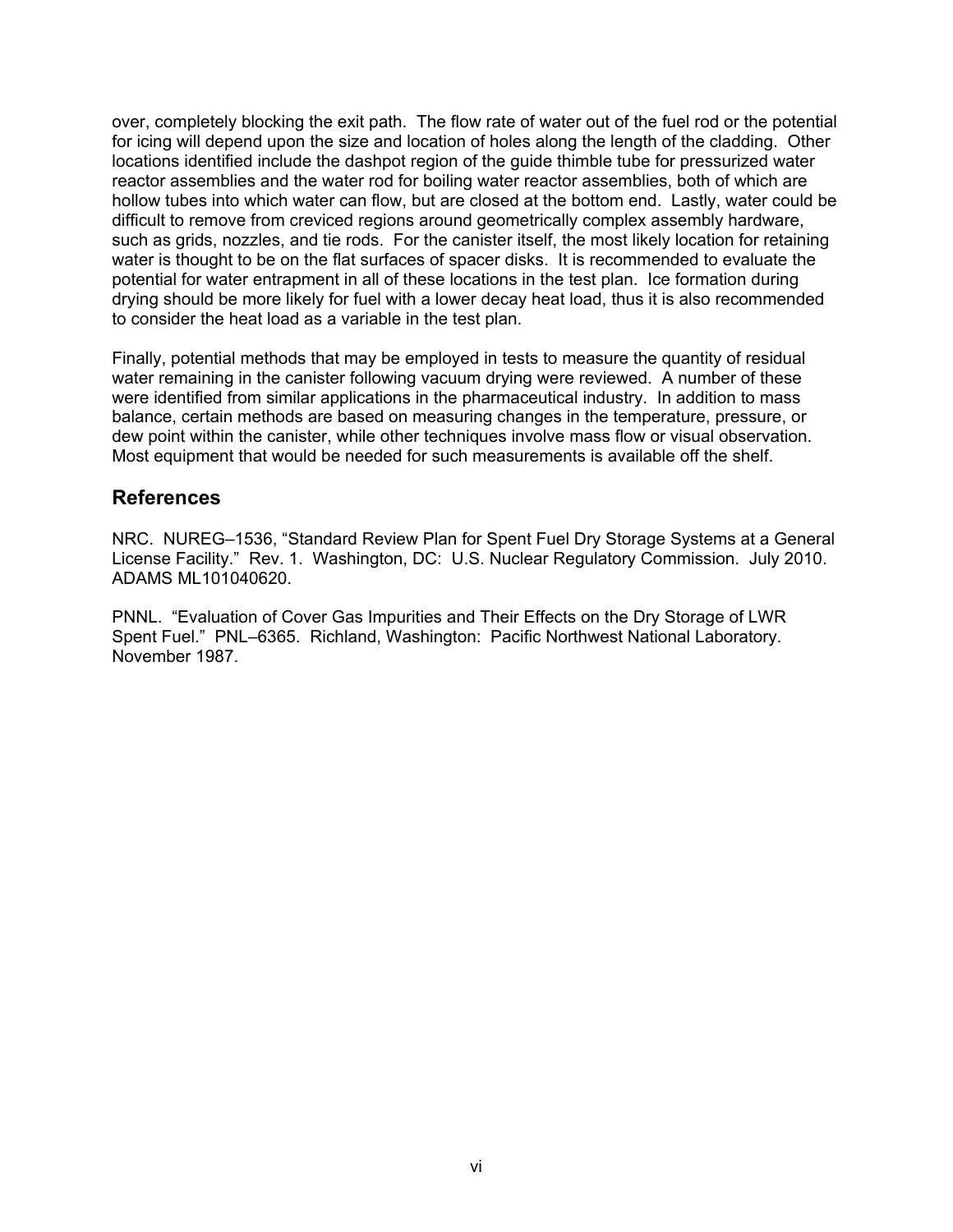over, completely blocking the exit path. The flow rate of water out of the fuel rod or the potential for icing will depend upon the size and location of holes along the length of the cladding. Other locations identified include the dashpot region of the guide thimble tube for pressurized water reactor assemblies and the water rod for boiling water reactor assemblies, both of which are hollow tubes into which water can flow, but are closed at the bottom end. Lastly, water could be difficult to remove from creviced regions around geometrically complex assembly hardware, such as grids, nozzles, and tie rods. For the canister itself, the most likely location for retaining water is thought to be on the flat surfaces of spacer disks. It is recommended to evaluate the potential for water entrapment in all of these locations in the test plan. Ice formation during drying should be more likely for fuel with a lower decay heat load, thus it is also recommended to consider the heat load as a variable in the test plan.

Finally, potential methods that may be employed in tests to measure the quantity of residual water remaining in the canister following vacuum drying were reviewed. A number of these were identified from similar applications in the pharmaceutical industry. In addition to mass balance, certain methods are based on measuring changes in the temperature, pressure, or dew point within the canister, while other techniques involve mass flow or visual observation. Most equipment that would be needed for such measurements is available off the shelf.

## References

NRC. NUREG–1536, "Standard Review Plan for Spent Fuel Dry Storage Systems at a General License Facility." Rev. 1. Washington, DC: U.S. Nuclear Regulatory Commission. July 2010. ADAMS ML101040620.

PNNL. "Evaluation of Cover Gas Impurities and Their Effects on the Dry Storage of LWR Spent Fuel." PNL–6365. Richland, Washington: Pacific Northwest National Laboratory. November 1987.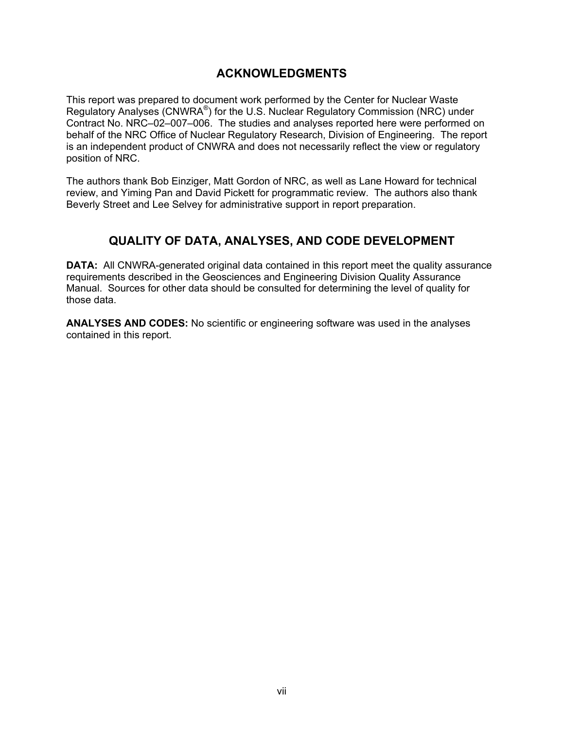## ACKNOWLEDGMENTS

This report was prepared to document work performed by the Center for Nuclear Waste Regulatory Analyses (CNWRA®) for the U.S. Nuclear Regulatory Commission (NRC) under Contract No. NRC–02–007–006. The studies and analyses reported here were performed on behalf of the NRC Office of Nuclear Regulatory Research, Division of Engineering. The report is an independent product of CNWRA and does not necessarily reflect the view or regulatory position of NRC.

The authors thank Bob Einziger, Matt Gordon of NRC, as well as Lane Howard for technical review, and Yiming Pan and David Pickett for programmatic review. The authors also thank Beverly Street and Lee Selvey for administrative support in report preparation.

## QUALITY OF DATA, ANALYSES, AND CODE DEVELOPMENT

**DATA:** All CNWRA-generated original data contained in this report meet the quality assurance requirements described in the Geosciences and Engineering Division Quality Assurance Manual. Sources for other data should be consulted for determining the level of quality for those data.

**ANALYSES AND CODES:** No scientific or engineering software was used in the analyses contained in this report.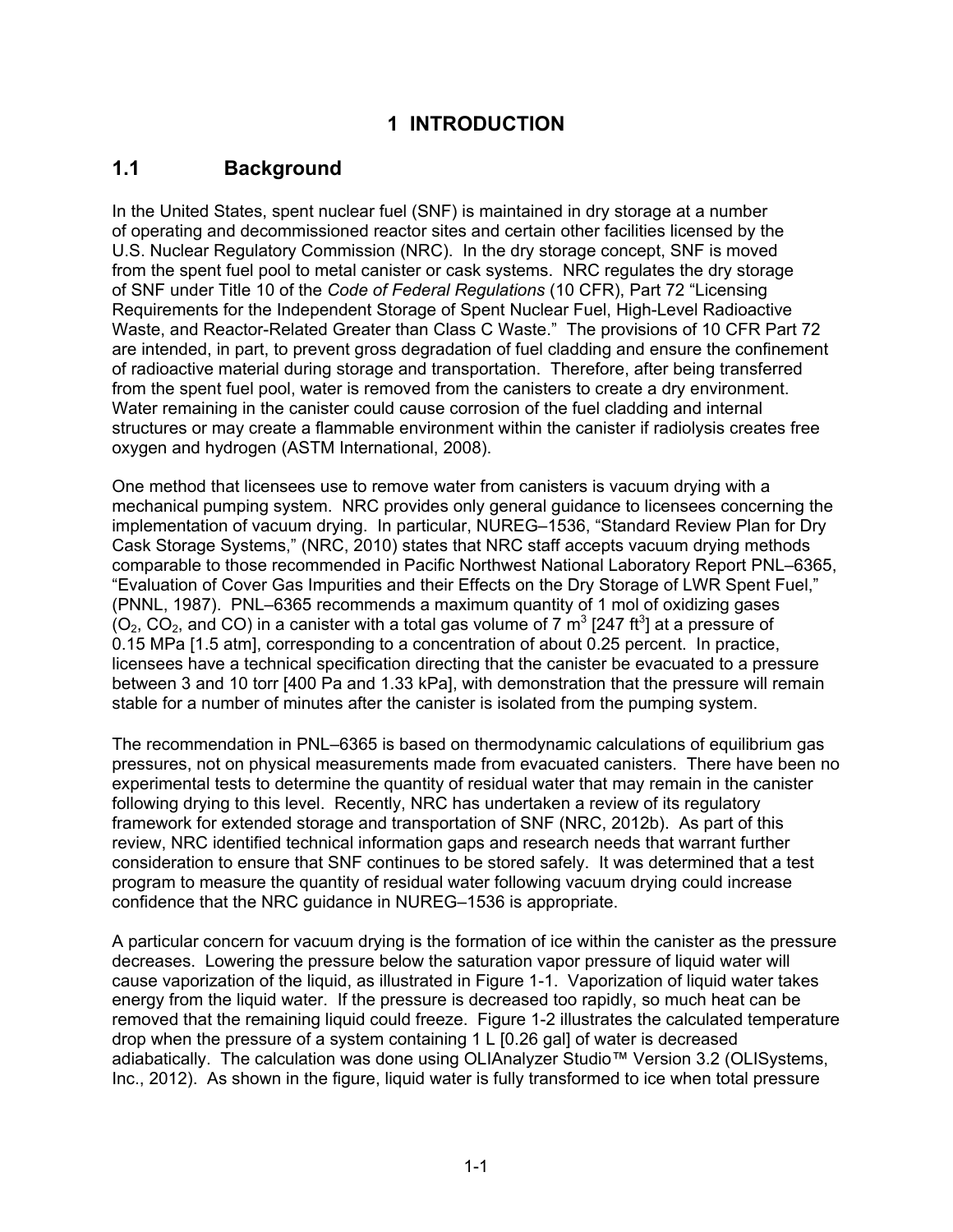# 1 INTRODUCTION

## 1.1 Background

In the United States, spent nuclear fuel (SNF) is maintained in dry storage at a number of operating and decommissioned reactor sites and certain other facilities licensed by the U.S. Nuclear Regulatory Commission (NRC). In the dry storage concept, SNF is moved from the spent fuel pool to metal canister or cask systems. NRC regulates the dry storage of SNF under Title 10 of the *Code of Federal Regulations* (10 CFR), Part 72 "Licensing Requirements for the Independent Storage of Spent Nuclear Fuel, High-Level Radioactive Waste, and Reactor-Related Greater than Class C Waste." The provisions of 10 CFR Part 72 are intended, in part, to prevent gross degradation of fuel cladding and ensure the confinement of radioactive material during storage and transportation. Therefore, after being transferred from the spent fuel pool, water is removed from the canisters to create a dry environment. Water remaining in the canister could cause corrosion of the fuel cladding and internal structures or may create a flammable environment within the canister if radiolysis creates free oxygen and hydrogen (ASTM International, 2008).

One method that licensees use to remove water from canisters is vacuum drying with a mechanical pumping system. NRC provides only general guidance to licensees concerning the implementation of vacuum drying. In particular, NUREG–1536, "Standard Review Plan for Dry Cask Storage Systems," (NRC, 2010) states that NRC staff accepts vacuum drying methods comparable to those recommended in Pacific Northwest National Laboratory Report PNL–6365, "Evaluation of Cover Gas Impurities and their Effects on the Dry Storage of LWR Spent Fuel," (PNNL, 1987). PNL–6365 recommends a maximum quantity of 1 mol of oxidizing gases ($O_2$, $CO_2$, and CO) in a canister with a total gas volume of 7 $m^3$ [247 $ft^3$] at a pressure of 0.15 MPa [1.5 atm], corresponding to a concentration of about 0.25 percent. In practice, licensees have a technical specification directing that the canister be evacuated to a pressure between 3 and 10 torr [400 Pa and 1.33 kPa], with demonstration that the pressure will remain stable for a number of minutes after the canister is isolated from the pumping system.

The recommendation in PNL–6365 is based on thermodynamic calculations of equilibrium gas pressures, not on physical measurements made from evacuated canisters. There have been no experimental tests to determine the quantity of residual water that may remain in the canister following drying to this level. Recently, NRC has undertaken a review of its regulatory framework for extended storage and transportation of SNF (NRC, 2012b). As part of this review, NRC identified technical information gaps and research needs that warrant further consideration to ensure that SNF continues to be stored safely. It was determined that a test program to measure the quantity of residual water following vacuum drying could increase confidence that the NRC guidance in NUREG–1536 is appropriate.

A particular concern for vacuum drying is the formation of ice within the canister as the pressure decreases. Lowering the pressure below the saturation vapor pressure of liquid water will cause vaporization of the liquid, as illustrated in Figure 1-1. Vaporization of liquid water takes energy from the liquid water. If the pressure is decreased too rapidly, so much heat can be removed that the remaining liquid could freeze. Figure 1-2 illustrates the calculated temperature drop when the pressure of a system containing 1 L [0.26 gal] of water is decreased adiabatically. The calculation was done using OLIAnalyzer Studio™ Version 3.2 (OLISystems, Inc., 2012). As shown in the figure, liquid water is fully transformed to ice when total pressure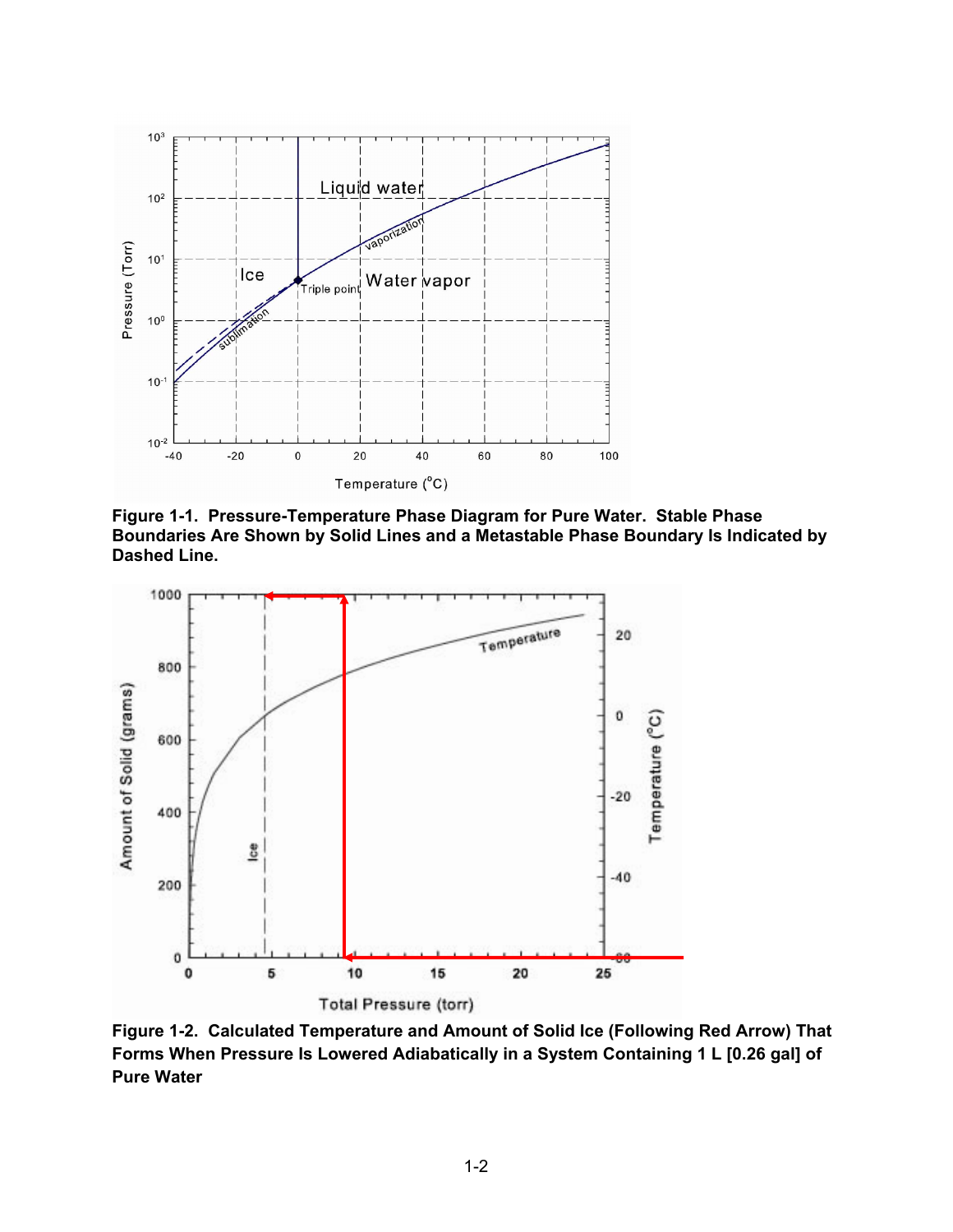**Figure 1-1. Pressure-Temperature Phase Diagram for Pure Water. Stable Phase Boundaries Are Shown by Solid Lines and a Metastable Phase Boundary Is Indicated by Dashed Line.**

**Figure 1-2. Calculated Temperature and Amount of Solid Ice (Following Red Arrow) That Forms When Pressure Is Lowered Adiabatically in a System Containing 1 L [0.26 gal] of Pure Water**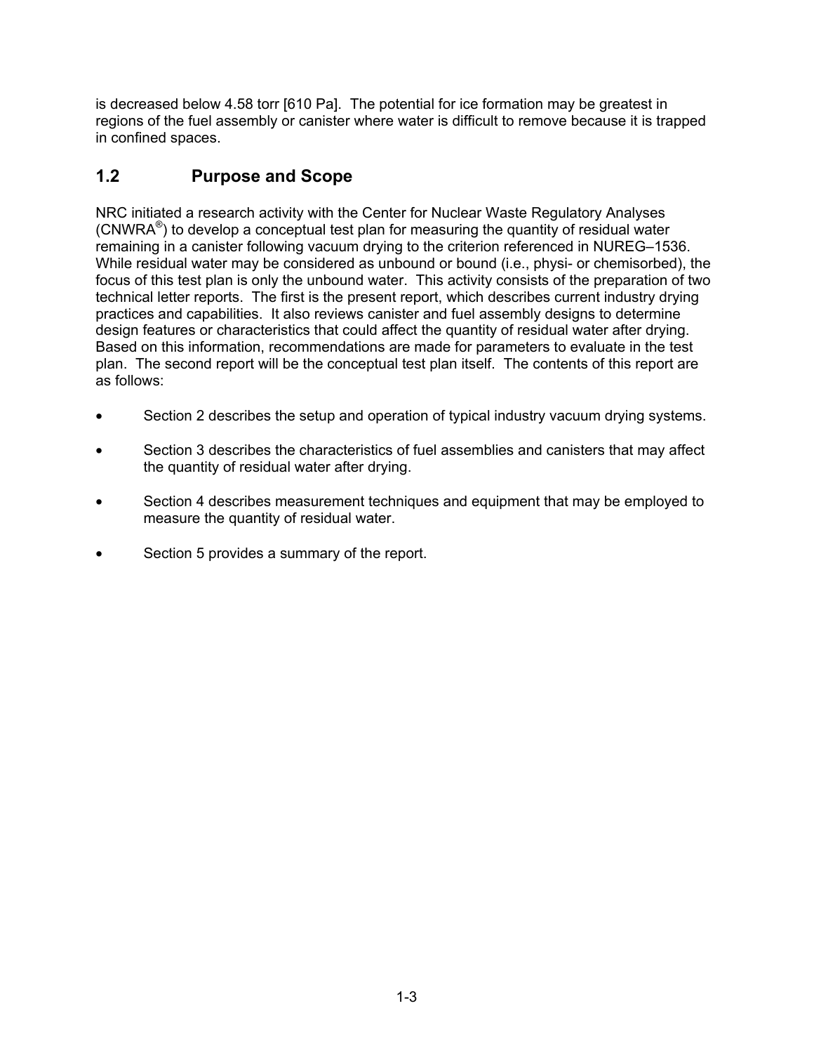is decreased below 4.58 torr [610 Pa]. The potential for ice formation may be greatest in regions of the fuel assembly or canister where water is difficult to remove because it is trapped in confined spaces.

## 1.2 Purpose and Scope

NRC initiated a research activity with the Center for Nuclear Waste Regulatory Analyses (CNWRA®) to develop a conceptual test plan for measuring the quantity of residual water remaining in a canister following vacuum drying to the criterion referenced in NUREG–1536. While residual water may be considered as unbound or bound (i.e., physi- or chemisorbed), the focus of this test plan is only the unbound water. This activity consists of the preparation of two technical letter reports. The first is the present report, which describes current industry drying practices and capabilities. It also reviews canister and fuel assembly designs to determine design features or characteristics that could affect the quantity of residual water after drying. Based on this information, recommendations are made for parameters to evaluate in the test plan. The second report will be the conceptual test plan itself. The contents of this report are as follows:

- Section 2 describes the setup and operation of typical industry vacuum drying systems.
- Section 3 describes the characteristics of fuel assemblies and canisters that may affect the quantity of residual water after drying.
- Section 4 describes measurement techniques and equipment that may be employed to measure the quantity of residual water.
- Section 5 provides a summary of the report.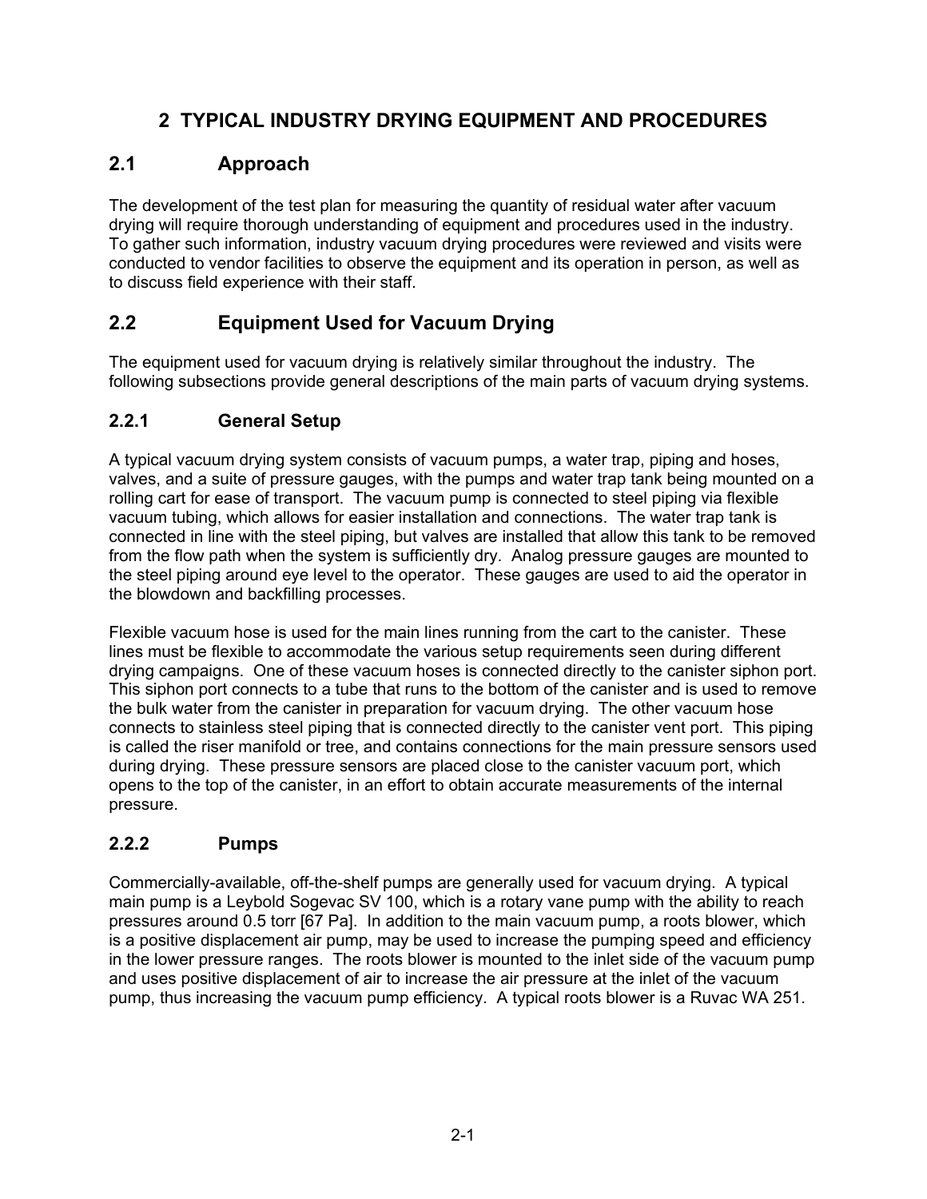# 2 TYPICAL INDUSTRY DRYING EQUIPMENT AND PROCEDURES

## 2.1 Approach

The development of the test plan for measuring the quantity of residual water after vacuum drying will require thorough understanding of equipment and procedures used in the industry. To gather such information, industry vacuum drying procedures were reviewed and visits were conducted to vendor facilities to observe the equipment and its operation in person, as well as to discuss field experience with their staff.

## 2.2 Equipment Used for Vacuum Drying

The equipment used for vacuum drying is relatively similar throughout the industry. The following subsections provide general descriptions of the main parts of vacuum drying systems.

### 2.2.1 General Setup

A typical vacuum drying system consists of vacuum pumps, a water trap, piping and hoses, valves, and a suite of pressure gauges, with the pumps and water trap tank being mounted on a rolling cart for ease of transport. The vacuum pump is connected to steel piping via flexible vacuum tubing, which allows for easier installation and connections. The water trap tank is connected in line with the steel piping, but valves are installed that allow this tank to be removed from the flow path when the system is sufficiently dry. Analog pressure gauges are mounted to the steel piping around eye level to the operator. These gauges are used to aid the operator in the blowdown and backfilling processes.

Flexible vacuum hose is used for the main lines running from the cart to the canister. These lines must be flexible to accommodate the various setup requirements seen during different drying campaigns. One of these vacuum hoses is connected directly to the canister siphon port. This siphon port connects to a tube that runs to the bottom of the canister and is used to remove the bulk water from the canister in preparation for vacuum drying. The other vacuum hose connects to stainless steel piping that is connected directly to the canister vent port. This piping is called the riser manifold or tree, and contains connections for the main pressure sensors used during drying. These pressure sensors are placed close to the canister vacuum port, which opens to the top of the canister, in an effort to obtain accurate measurements of the internal pressure.

### 2.2.2 Pumps

Commercially-available, off-the-shelf pumps are generally used for vacuum drying. A typical main pump is a Leybold Sogevac SV 100, which is a rotary vane pump with the ability to reach pressures around 0.5 torr [67 Pa]. In addition to the main vacuum pump, a roots blower, which is a positive displacement air pump, may be used to increase the pumping speed and efficiency in the lower pressure ranges. The roots blower is mounted to the inlet side of the vacuum pump and uses positive displacement of air to increase the air pressure at the inlet of the vacuum pump, thus increasing the vacuum pump efficiency. A typical roots blower is a Ruvac WA 251.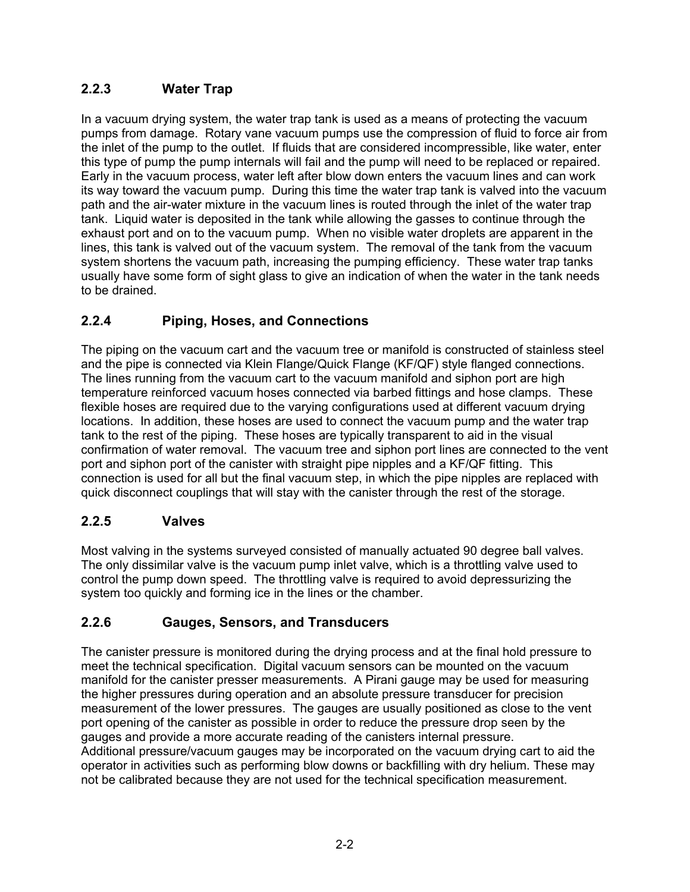### 2.2.3 Water Trap

In a vacuum drying system, the water trap tank is used as a means of protecting the vacuum pumps from damage. Rotary vane vacuum pumps use the compression of fluid to force air from the inlet of the pump to the outlet. If fluids that are considered incompressible, like water, enter this type of pump the pump internals will fail and the pump will need to be replaced or repaired. Early in the vacuum process, water left after blow down enters the vacuum lines and can work its way toward the vacuum pump. During this time the water trap tank is valved into the vacuum path and the air-water mixture in the vacuum lines is routed through the inlet of the water trap tank. Liquid water is deposited in the tank while allowing the gasses to continue through the exhaust port and on to the vacuum pump. When no visible water droplets are apparent in the lines, this tank is valved out of the vacuum system. The removal of the tank from the vacuum system shortens the vacuum path, increasing the pumping efficiency. These water trap tanks usually have some form of sight glass to give an indication of when the water in the tank needs to be drained.

### 2.2.4 Piping, Hoses, and Connections

The piping on the vacuum cart and the vacuum tree or manifold is constructed of stainless steel and the pipe is connected via Klein Flange/Quick Flange (KF/QF) style flanged connections. The lines running from the vacuum cart to the vacuum manifold and siphon port are high temperature reinforced vacuum hoses connected via barbed fittings and hose clamps. These flexible hoses are required due to the varying configurations used at different vacuum drying locations. In addition, these hoses are used to connect the vacuum pump and the water trap tank to the rest of the piping. These hoses are typically transparent to aid in the visual confirmation of water removal. The vacuum tree and siphon port lines are connected to the vent port and siphon port of the canister with straight pipe nipples and a KF/QF fitting. This connection is used for all but the final vacuum step, in which the pipe nipples are replaced with quick disconnect couplings that will stay with the canister through the rest of the storage.

### 2.2.5 Valves

Most valving in the systems surveyed consisted of manually actuated 90 degree ball valves. The only dissimilar valve is the vacuum pump inlet valve, which is a throttling valve used to control the pump down speed. The throttling valve is required to avoid depressurizing the system too quickly and forming ice in the lines or the chamber.

### 2.2.6 Gauges, Sensors, and Transducers

The canister pressure is monitored during the drying process and at the final hold pressure to meet the technical specification. Digital vacuum sensors can be mounted on the vacuum manifold for the canister presser measurements. A Pirani gauge may be used for measuring the higher pressures during operation and an absolute pressure transducer for precision measurement of the lower pressures. The gauges are usually positioned as close to the vent port opening of the canister as possible in order to reduce the pressure drop seen by the gauges and provide a more accurate reading of the canisters internal pressure.
Additional pressure/vacuum gauges may be incorporated on the vacuum drying cart to aid the operator in activities such as performing blow downs or backfilling with dry helium. These may not be calibrated because they are not used for the technical specification measurement.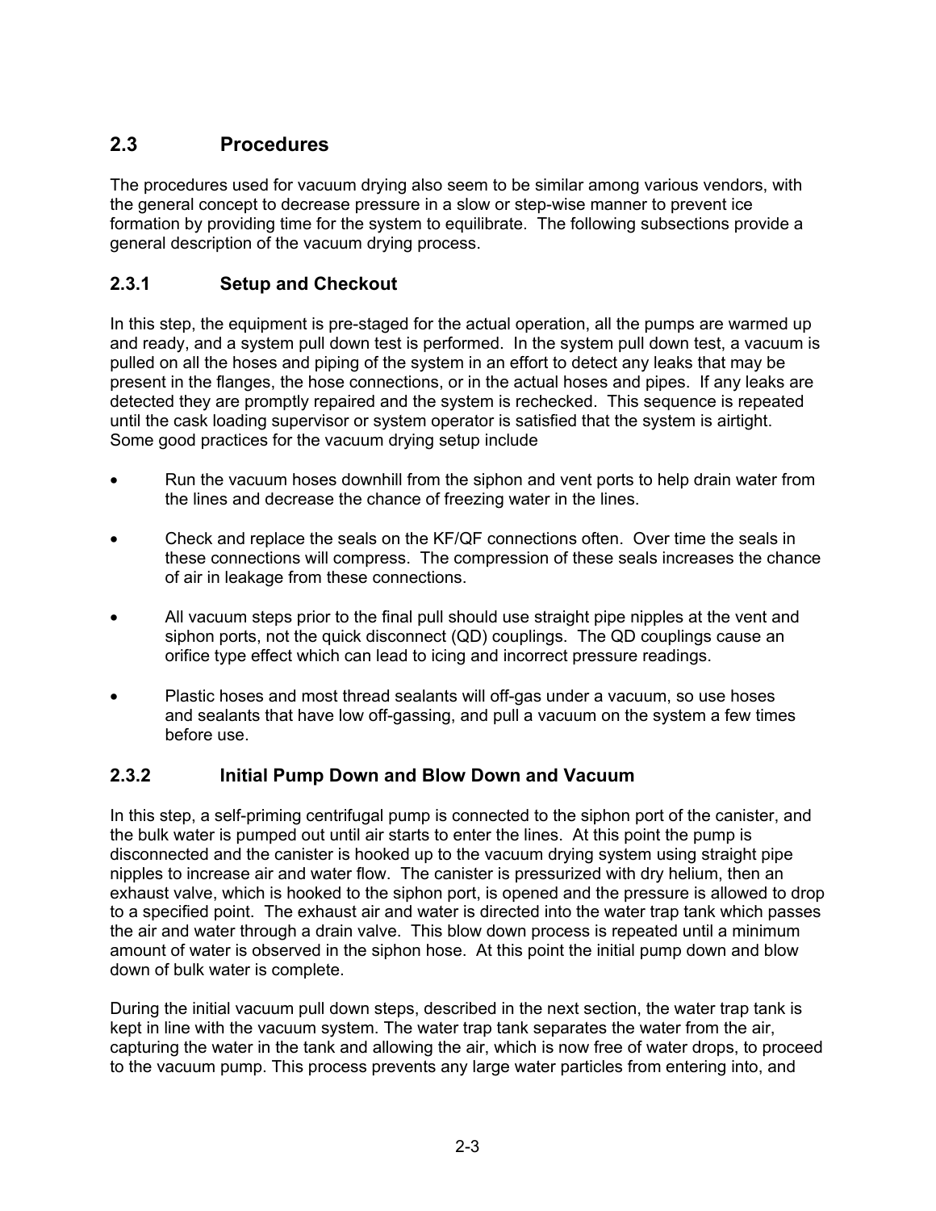## 2.3 Procedures

The procedures used for vacuum drying also seem to be similar among various vendors, with the general concept to decrease pressure in a slow or step-wise manner to prevent ice formation by providing time for the system to equilibrate. The following subsections provide a general description of the vacuum drying process.

### 2.3.1 Setup and Checkout

In this step, the equipment is pre-staged for the actual operation, all the pumps are warmed up and ready, and a system pull down test is performed. In the system pull down test, a vacuum is pulled on all the hoses and piping of the system in an effort to detect any leaks that may be present in the flanges, the hose connections, or in the actual hoses and pipes. If any leaks are detected they are promptly repaired and the system is rechecked. This sequence is repeated until the cask loading supervisor or system operator is satisfied that the system is airtight. Some good practices for the vacuum drying setup include

- Run the vacuum hoses downhill from the siphon and vent ports to help drain water from the lines and decrease the chance of freezing water in the lines.
- Check and replace the seals on the KF/QF connections often. Over time the seals in these connections will compress. The compression of these seals increases the chance of air in leakage from these connections.
- All vacuum steps prior to the final pull should use straight pipe nipples at the vent and siphon ports, not the quick disconnect (QD) couplings. The QD couplings cause an orifice type effect which can lead to icing and incorrect pressure readings.
- Plastic hoses and most thread sealants will off-gas under a vacuum, so use hoses and sealants that have low off-gassing, and pull a vacuum on the system a few times before use.

### 2.3.2 Initial Pump Down and Blow Down and Vacuum

In this step, a self-priming centrifugal pump is connected to the siphon port of the canister, and the bulk water is pumped out until air starts to enter the lines. At this point the pump is disconnected and the canister is hooked up to the vacuum drying system using straight pipe nipples to increase air and water flow. The canister is pressurized with dry helium, then an exhaust valve, which is hooked to the siphon port, is opened and the pressure is allowed to drop to a specified point. The exhaust air and water is directed into the water trap tank which passes the air and water through a drain valve. This blow down process is repeated until a minimum amount of water is observed in the siphon hose. At this point the initial pump down and blow down of bulk water is complete.

During the initial vacuum pull down steps, described in the next section, the water trap tank is kept in line with the vacuum system. The water trap tank separates the water from the air, capturing the water in the tank and allowing the air, which is now free of water drops, to proceed to the vacuum pump. This process prevents any large water particles from entering into, and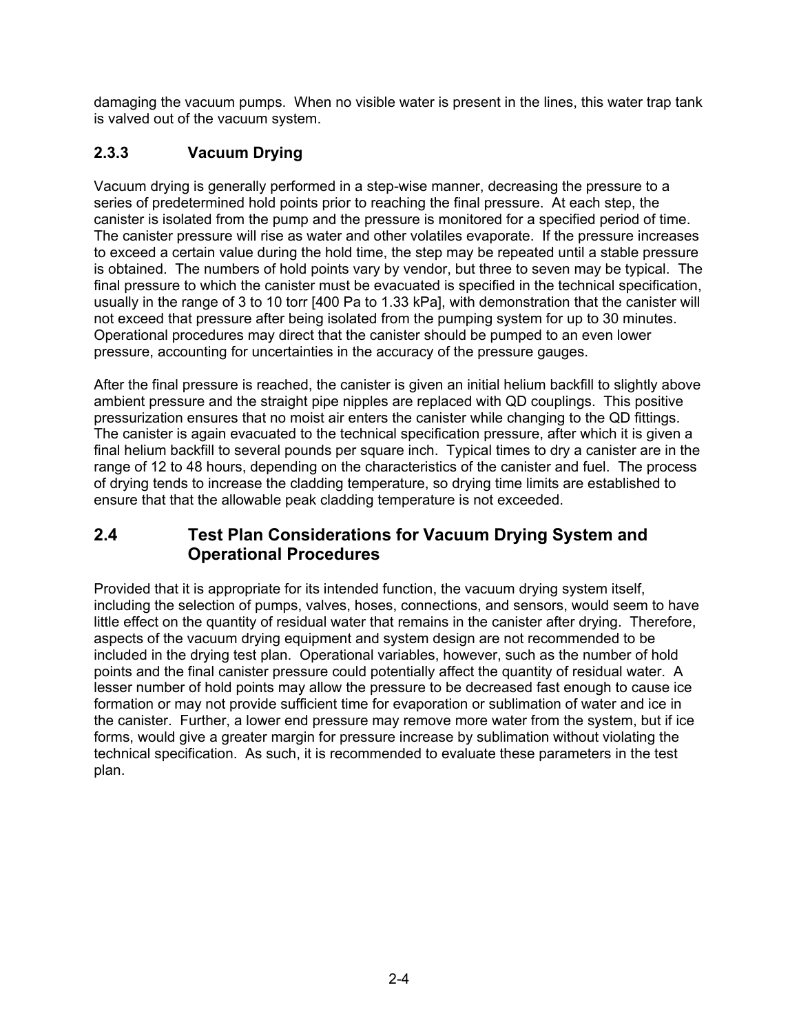damaging the vacuum pumps. When no visible water is present in the lines, this water trap tank is valved out of the vacuum system.

### 2.3.3 Vacuum Drying

Vacuum drying is generally performed in a step-wise manner, decreasing the pressure to a series of predetermined hold points prior to reaching the final pressure. At each step, the canister is isolated from the pump and the pressure is monitored for a specified period of time. The canister pressure will rise as water and other volatiles evaporate. If the pressure increases to exceed a certain value during the hold time, the step may be repeated until a stable pressure is obtained. The numbers of hold points vary by vendor, but three to seven may be typical. The final pressure to which the canister must be evacuated is specified in the technical specification, usually in the range of 3 to 10 torr [400 Pa to 1.33 kPa], with demonstration that the canister will not exceed that pressure after being isolated from the pumping system for up to 30 minutes. Operational procedures may direct that the canister should be pumped to an even lower pressure, accounting for uncertainties in the accuracy of the pressure gauges.

After the final pressure is reached, the canister is given an initial helium backfill to slightly above ambient pressure and the straight pipe nipples are replaced with QD couplings. This positive pressurization ensures that no moist air enters the canister while changing to the QD fittings. The canister is again evacuated to the technical specification pressure, after which it is given a final helium backfill to several pounds per square inch. Typical times to dry a canister are in the range of 12 to 48 hours, depending on the characteristics of the canister and fuel. The process of drying tends to increase the cladding temperature, so drying time limits are established to ensure that that the allowable peak cladding temperature is not exceeded.

## 2.4 Test Plan Considerations for Vacuum Drying System and Operational Procedures

Provided that it is appropriate for its intended function, the vacuum drying system itself, including the selection of pumps, valves, hoses, connections, and sensors, would seem to have little effect on the quantity of residual water that remains in the canister after drying. Therefore, aspects of the vacuum drying equipment and system design are not recommended to be included in the drying test plan. Operational variables, however, such as the number of hold points and the final canister pressure could potentially affect the quantity of residual water. A lesser number of hold points may allow the pressure to be decreased fast enough to cause ice formation or may not provide sufficient time for evaporation or sublimation of water and ice in the canister. Further, a lower end pressure may remove more water from the system, but if ice forms, would give a greater margin for pressure increase by sublimation without violating the technical specification. As such, it is recommended to evaluate these parameters in the test plan.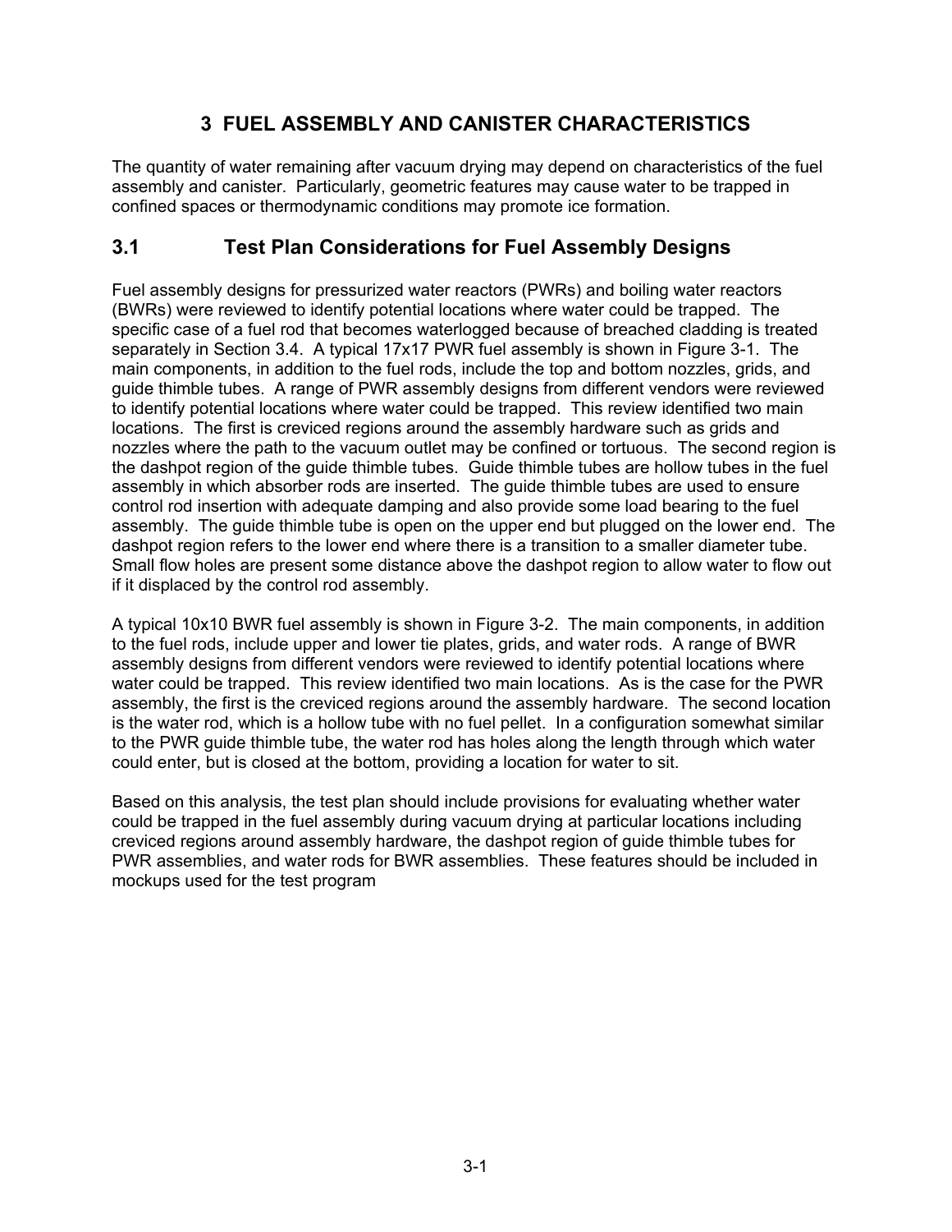# 3 FUEL ASSEMBLY AND CANISTER CHARACTERISTICS

The quantity of water remaining after vacuum drying may depend on characteristics of the fuel assembly and canister. Particularly, geometric features may cause water to be trapped in confined spaces or thermodynamic conditions may promote ice formation.

## 3.1 Test Plan Considerations for Fuel Assembly Designs

Fuel assembly designs for pressurized water reactors (PWRs) and boiling water reactors (BWRs) were reviewed to identify potential locations where water could be trapped. The specific case of a fuel rod that becomes waterlogged because of breached cladding is treated separately in Section 3.4. A typical 17x17 PWR fuel assembly is shown in Figure 3-1. The main components, in addition to the fuel rods, include the top and bottom nozzles, grids, and guide thimble tubes. A range of PWR assembly designs from different vendors were reviewed to identify potential locations where water could be trapped. This review identified two main locations. The first is creviced regions around the assembly hardware such as grids and nozzles where the path to the vacuum outlet may be confined or tortuous. The second region is the dashpot region of the guide thimble tubes. Guide thimble tubes are hollow tubes in the fuel assembly in which absorber rods are inserted. The guide thimble tubes are used to ensure control rod insertion with adequate damping and also provide some load bearing to the fuel assembly. The guide thimble tube is open on the upper end but plugged on the lower end. The dashpot region refers to the lower end where there is a transition to a smaller diameter tube. Small flow holes are present some distance above the dashpot region to allow water to flow out if it displaced by the control rod assembly.

A typical 10x10 BWR fuel assembly is shown in Figure 3-2. The main components, in addition to the fuel rods, include upper and lower tie plates, grids, and water rods. A range of BWR assembly designs from different vendors were reviewed to identify potential locations where water could be trapped. This review identified two main locations. As is the case for the PWR assembly, the first is the creviced regions around the assembly hardware. The second location is the water rod, which is a hollow tube with no fuel pellet. In a configuration somewhat similar to the PWR guide thimble tube, the water rod has holes along the length through which water could enter, but is closed at the bottom, providing a location for water to sit.

Based on this analysis, the test plan should include provisions for evaluating whether water could be trapped in the fuel assembly during vacuum drying at particular locations including creviced regions around assembly hardware, the dashpot region of guide thimble tubes for PWR assemblies, and water rods for BWR assemblies. These features should be included in mockups used for the test program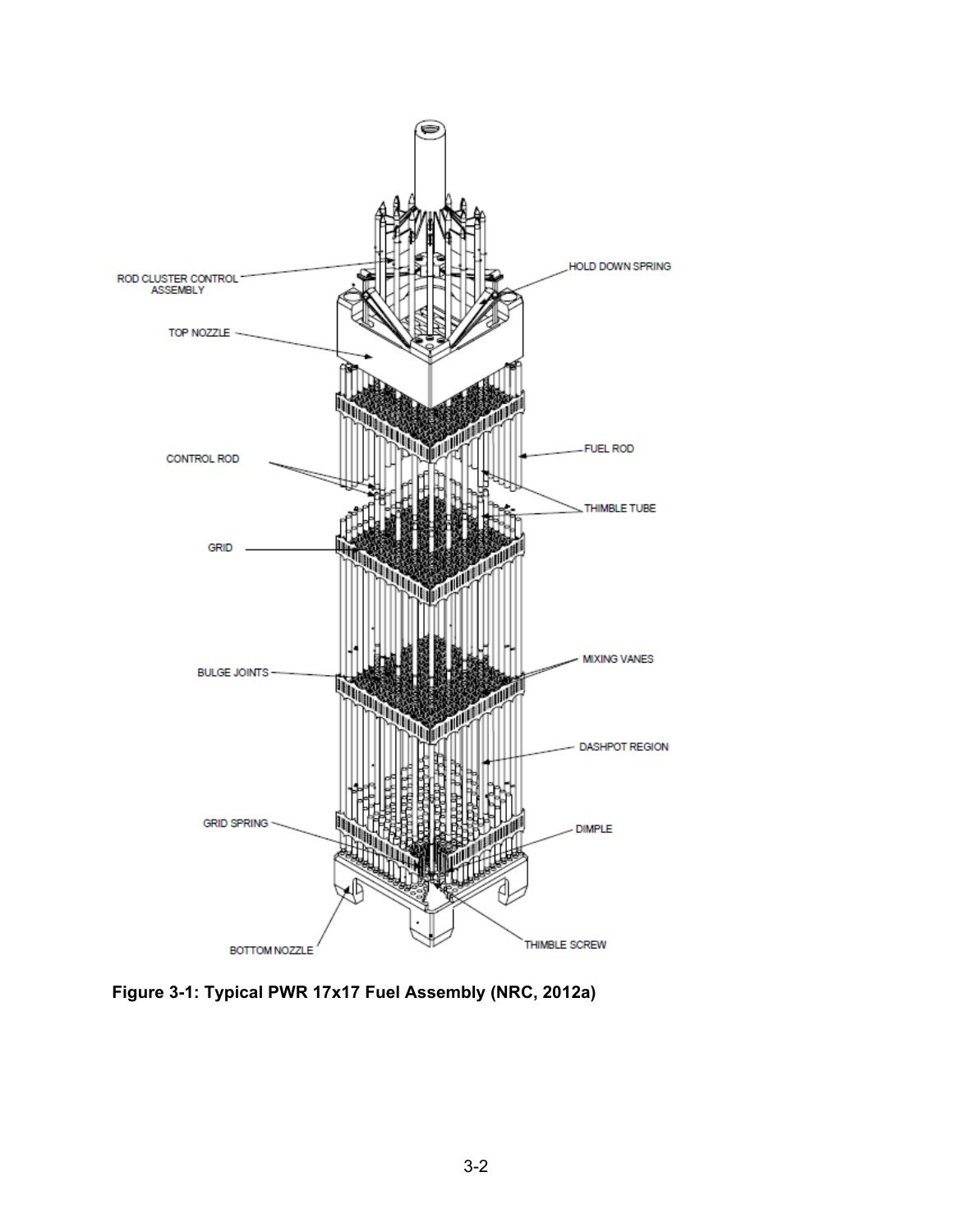**Figure 3-1: Typical PWR 17x17 Fuel Assembly (NRC, 2012a)**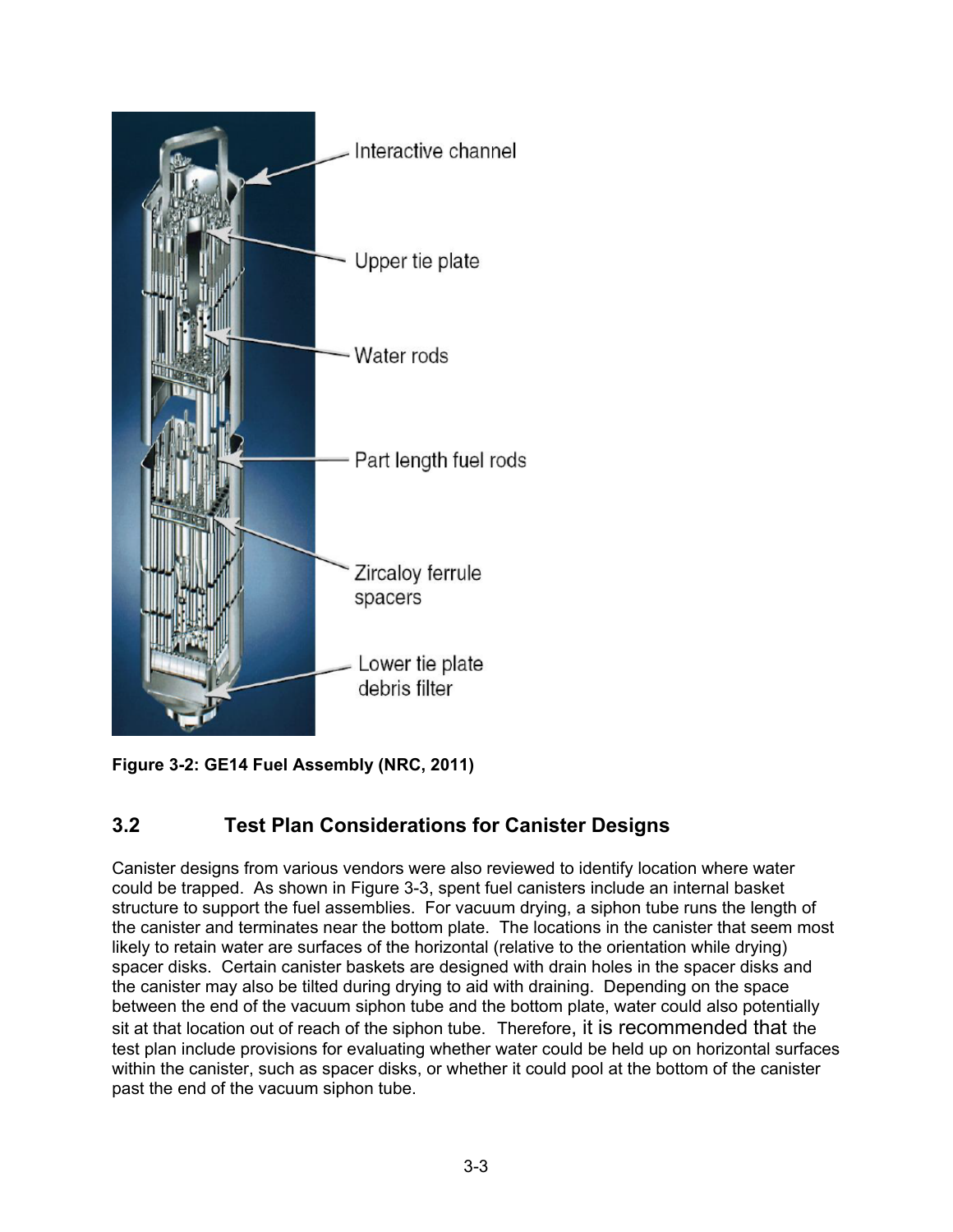Figure 3-2: GE14 Fuel Assembly (NRC, 2011)

## 3.2 Test Plan Considerations for Canister Designs

Canister designs from various vendors were also reviewed to identify location where water could be trapped. As shown in Figure 3-3, spent fuel canisters include an internal basket structure to support the fuel assemblies. For vacuum drying, a siphon tube runs the length of the canister and terminates near the bottom plate. The locations in the canister that seem most likely to retain water are surfaces of the horizontal (relative to the orientation while drying) spacer disks. Certain canister baskets are designed with drain holes in the spacer disks and the canister may also be tilted during drying to aid with draining. Depending on the space between the end of the vacuum siphon tube and the bottom plate, water could also potentially sit at that location out of reach of the siphon tube. Therefore, it is recommended that the test plan include provisions for evaluating whether water could be held up on horizontal surfaces within the canister, such as spacer disks, or whether it could pool at the bottom of the canister past the end of the vacuum siphon tube.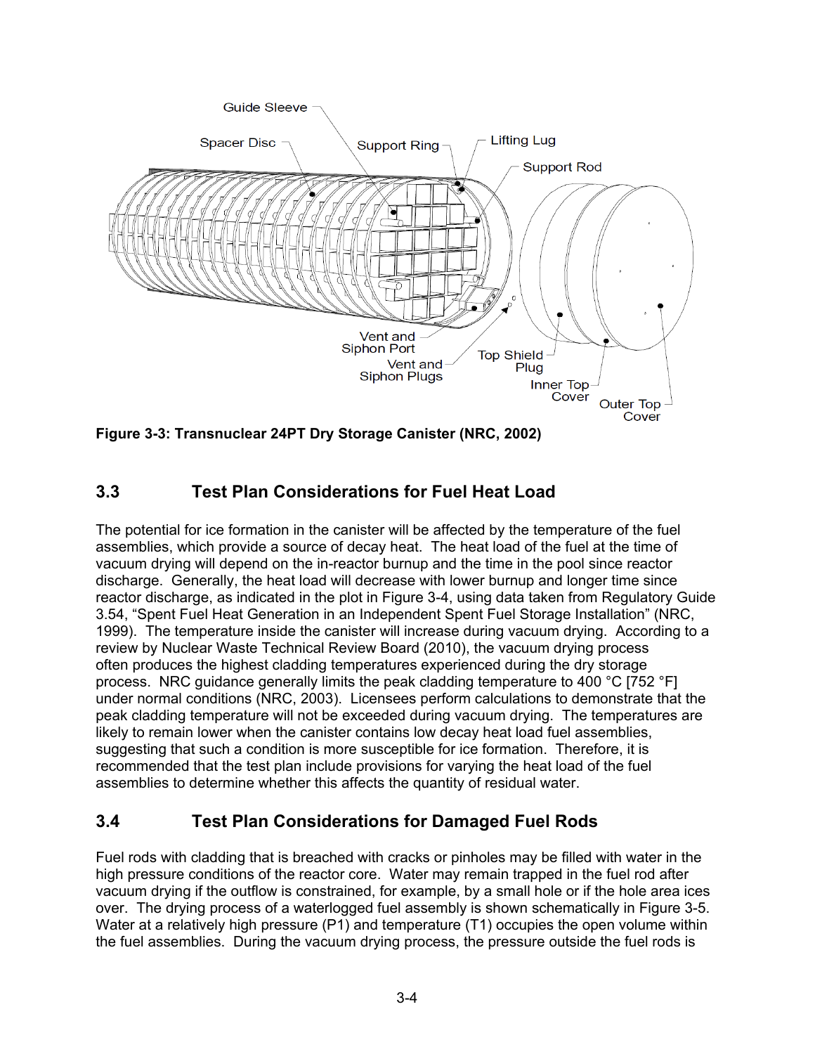Figure 3-3: Transnuclear 24PT Dry Storage Canister (NRC, 2002)

## 3.3 Test Plan Considerations for Fuel Heat Load

The potential for ice formation in the canister will be affected by the temperature of the fuel assemblies, which provide a source of decay heat. The heat load of the fuel at the time of vacuum drying will depend on the in-reactor burnup and the time in the pool since reactor discharge. Generally, the heat load will decrease with lower burnup and longer time since reactor discharge, as indicated in the plot in Figure 3-4, using data taken from Regulatory Guide 3.54, "Spent Fuel Heat Generation in an Independent Spent Fuel Storage Installation" (NRC, 1999). The temperature inside the canister will increase during vacuum drying. According to a review by Nuclear Waste Technical Review Board (2010), the vacuum drying process often produces the highest cladding temperatures experienced during the dry storage process. NRC guidance generally limits the peak cladding temperature to 400 °C [752 °F] under normal conditions (NRC, 2003). Licensees perform calculations to demonstrate that the peak cladding temperature will not be exceeded during vacuum drying. The temperatures are likely to remain lower when the canister contains low decay heat load fuel assemblies, suggesting that such a condition is more susceptible for ice formation. Therefore, it is recommended that the test plan include provisions for varying the heat load of the fuel assemblies to determine whether this affects the quantity of residual water.

## 3.4 Test Plan Considerations for Damaged Fuel Rods

Fuel rods with cladding that is breached with cracks or pinholes may be filled with water in the high pressure conditions of the reactor core. Water may remain trapped in the fuel rod after vacuum drying if the outflow is constrained, for example, by a small hole or if the hole area ices over. The drying process of a waterlogged fuel assembly is shown schematically in Figure 3-5. Water at a relatively high pressure (P1) and temperature (T1) occupies the open volume within the fuel assemblies. During the vacuum drying process, the pressure outside the fuel rods is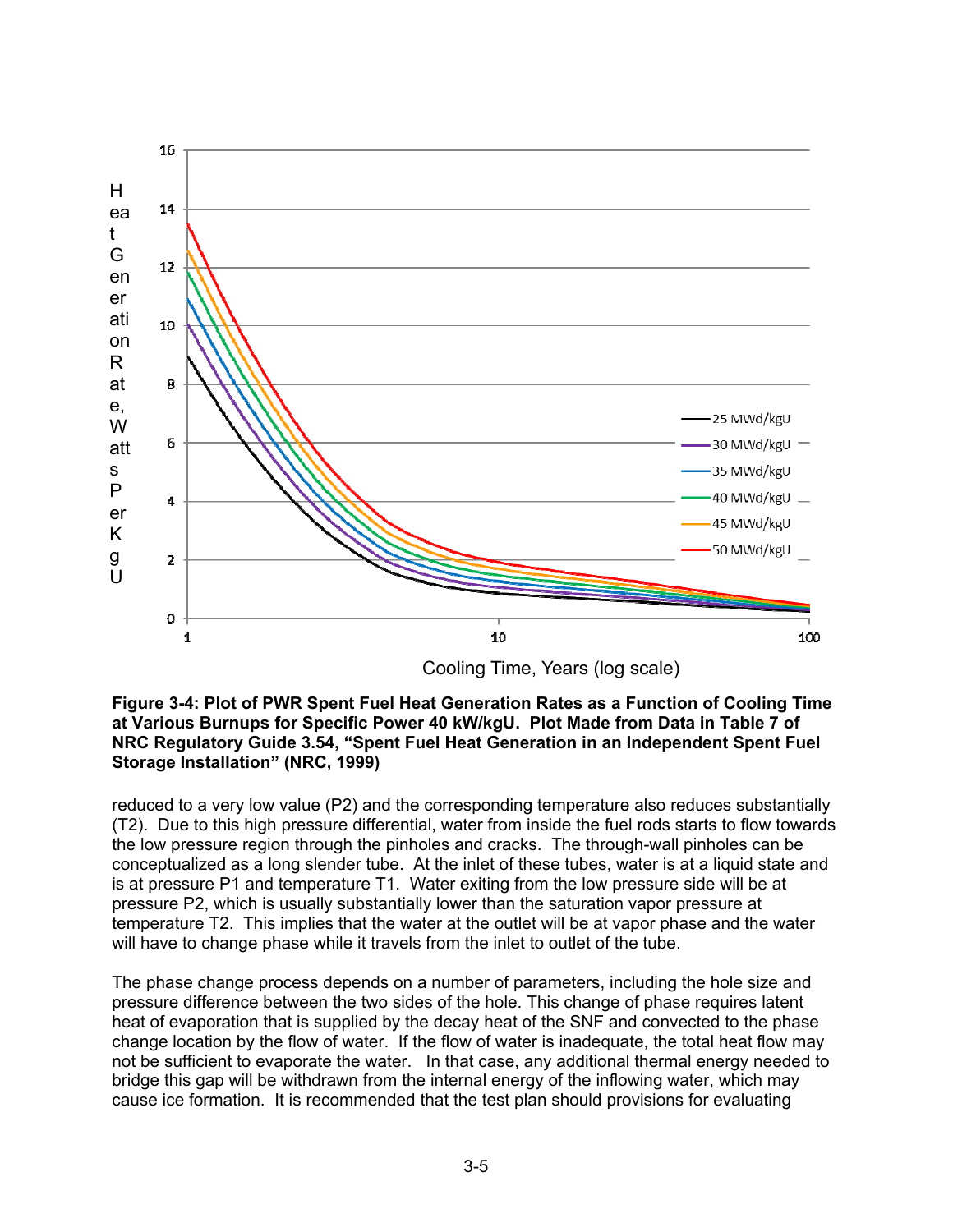**Figure 3-4: Plot of PWR Spent Fuel Heat Generation Rates as a Function of Cooling Time at Various Burnups for Specific Power 40 kW/kgU. Plot Made from Data in Table 7 of NRC Regulatory Guide 3.54, "Spent Fuel Heat Generation in an Independent Spent Fuel Storage Installation" (NRC, 1999)**

reduced to a very low value (P2) and the corresponding temperature also reduces substantially (T2). Due to this high pressure differential, water from inside the fuel rods starts to flow towards the low pressure region through the pinholes and cracks. The through-wall pinholes can be conceptualized as a long slender tube. At the inlet of these tubes, water is at a liquid state and is at pressure P1 and temperature T1. Water exiting from the low pressure side will be at pressure P2, which is usually substantially lower than the saturation vapor pressure at temperature T2. This implies that the water at the outlet will be at vapor phase and the water will have to change phase while it travels from the inlet to outlet of the tube.

The phase change process depends on a number of parameters, including the hole size and pressure difference between the two sides of the hole. This change of phase requires latent heat of evaporation that is supplied by the decay heat of the SNF and convected to the phase change location by the flow of water. If the flow of water is inadequate, the total heat flow may not be sufficient to evaporate the water. In that case, any additional thermal energy needed to bridge this gap will be withdrawn from the internal energy of the inflowing water, which may cause ice formation. It is recommended that the test plan should provisions for evaluating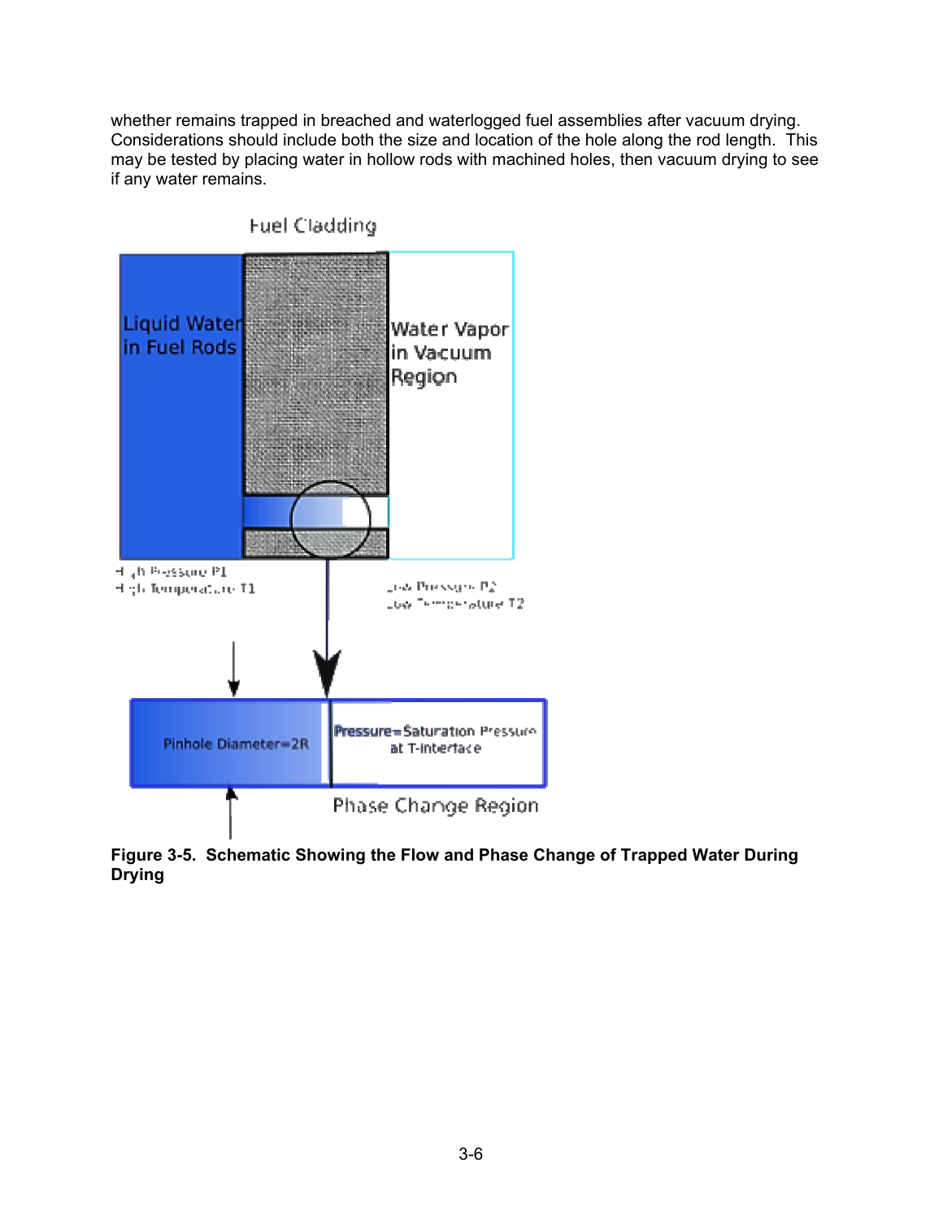whether remains trapped in breached and waterlogged fuel assemblies after vacuum drying. Considerations should include both the size and location of the hole along the rod length. This may be tested by placing water in hollow rods with machined holes, then vacuum drying to see if any water remains.

Fuel Cladding

Liquid Water in Fuel Rods

Water Vapor in Vacuum Region

High Pressure P1
High Temperature T1

Low Pressure P2
Low Temperature T2

Pinhole Diameter=2R

Pressure=Saturation Pressure at T-interface

Phase Change Region

**Figure 3-5. Schematic Showing the Flow and Phase Change of Trapped Water During Drying**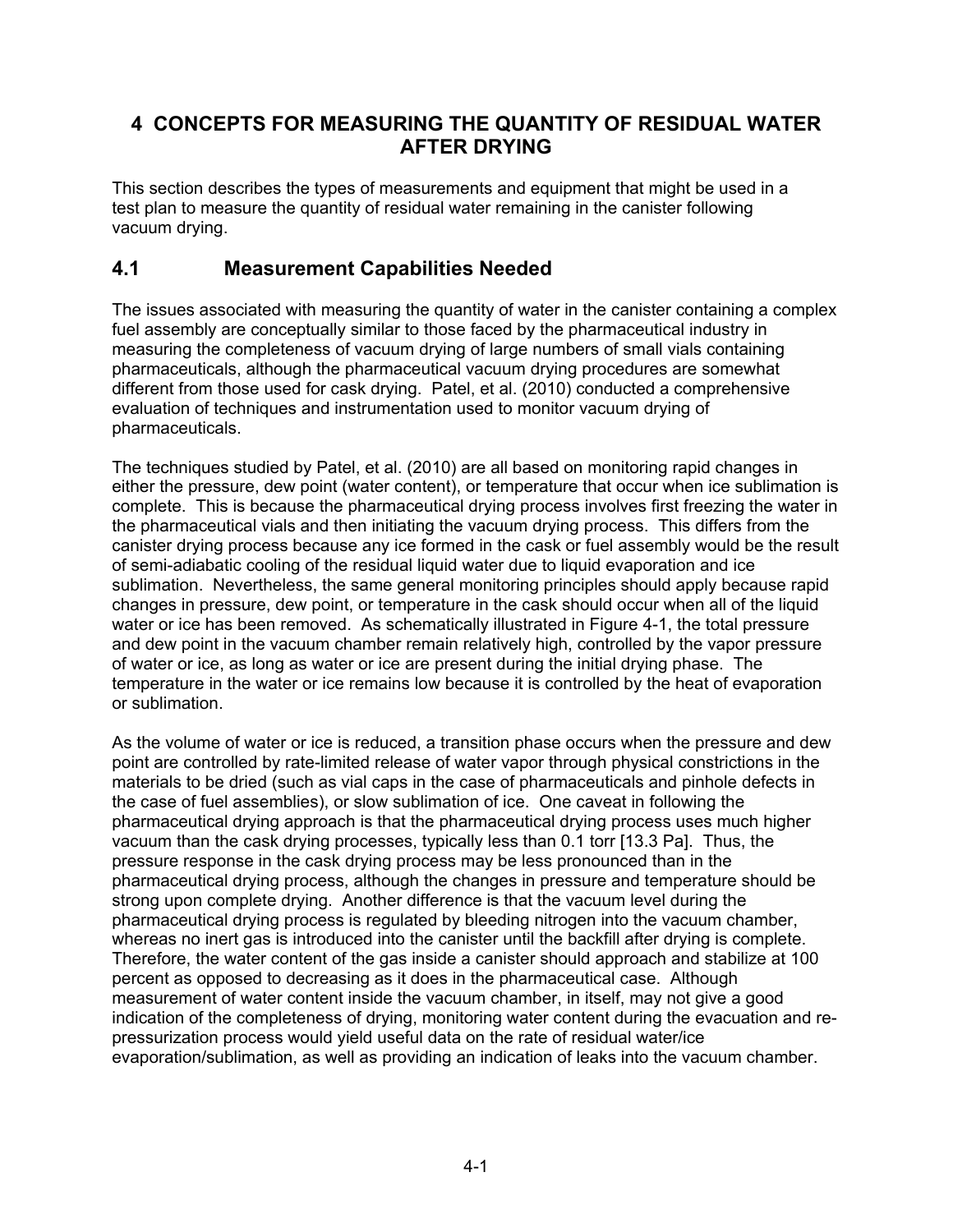# 4 CONCEPTS FOR MEASURING THE QUANTITY OF RESIDUAL WATER AFTER DRYING

This section describes the types of measurements and equipment that might be used in a test plan to measure the quantity of residual water remaining in the canister following vacuum drying.

## 4.1 Measurement Capabilities Needed

The issues associated with measuring the quantity of water in the canister containing a complex fuel assembly are conceptually similar to those faced by the pharmaceutical industry in measuring the completeness of vacuum drying of large numbers of small vials containing pharmaceuticals, although the pharmaceutical vacuum drying procedures are somewhat different from those used for cask drying. Patel, et al. (2010) conducted a comprehensive evaluation of techniques and instrumentation used to monitor vacuum drying of pharmaceuticals.

The techniques studied by Patel, et al. (2010) are all based on monitoring rapid changes in either the pressure, dew point (water content), or temperature that occur when ice sublimation is complete. This is because the pharmaceutical drying process involves first freezing the water in the pharmaceutical vials and then initiating the vacuum drying process. This differs from the canister drying process because any ice formed in the cask or fuel assembly would be the result of semi-adiabatic cooling of the residual liquid water due to liquid evaporation and ice sublimation. Nevertheless, the same general monitoring principles should apply because rapid changes in pressure, dew point, or temperature in the cask should occur when all of the liquid water or ice has been removed. As schematically illustrated in Figure 4-1, the total pressure and dew point in the vacuum chamber remain relatively high, controlled by the vapor pressure of water or ice, as long as water or ice are present during the initial drying phase. The temperature in the water or ice remains low because it is controlled by the heat of evaporation or sublimation.

As the volume of water or ice is reduced, a transition phase occurs when the pressure and dew point are controlled by rate-limited release of water vapor through physical constrictions in the materials to be dried (such as vial caps in the case of pharmaceuticals and pinhole defects in the case of fuel assemblies), or slow sublimation of ice. One caveat in following the pharmaceutical drying approach is that the pharmaceutical drying process uses much higher vacuum than the cask drying processes, typically less than 0.1 torr [13.3 Pa]. Thus, the pressure response in the cask drying process may be less pronounced than in the pharmaceutical drying process, although the changes in pressure and temperature should be strong upon complete drying. Another difference is that the vacuum level during the pharmaceutical drying process is regulated by bleeding nitrogen into the vacuum chamber, whereas no inert gas is introduced into the canister until the backfill after drying is complete. Therefore, the water content of the gas inside a canister should approach and stabilize at 100 percent as opposed to decreasing as it does in the pharmaceutical case. Although measurement of water content inside the vacuum chamber, in itself, may not give a good indication of the completeness of drying, monitoring water content during the evacuation and re-pressurization process would yield useful data on the rate of residual water/ice evaporation/sublimation, as well as providing an indication of leaks into the vacuum chamber.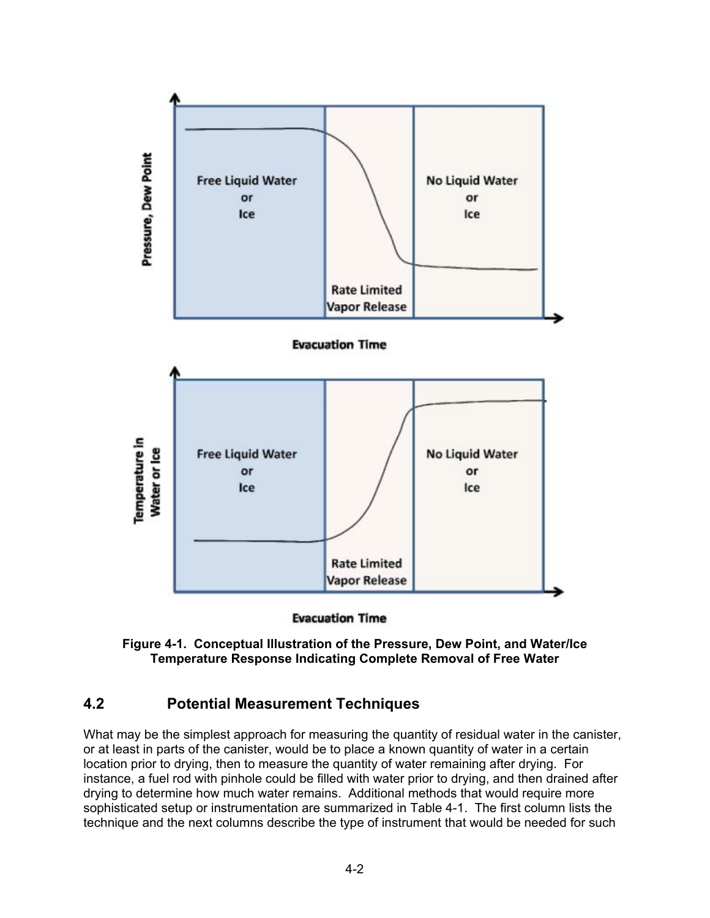Figure 4-1. Conceptual Illustration of the Pressure, Dew Point, and Water/Ice Temperature Response Indicating Complete Removal of Free Water

## 4.2 Potential Measurement Techniques

What may be the simplest approach for measuring the quantity of residual water in the canister, or at least in parts of the canister, would be to place a known quantity of water in a certain location prior to drying, then to measure the quantity of water remaining after drying. For instance, a fuel rod with pinhole could be filled with water prior to drying, and then drained after drying to determine how much water remains. Additional methods that would require more sophisticated setup or instrumentation are summarized in Table 4-1. The first column lists the technique and the next columns describe the type of instrument that would be needed for such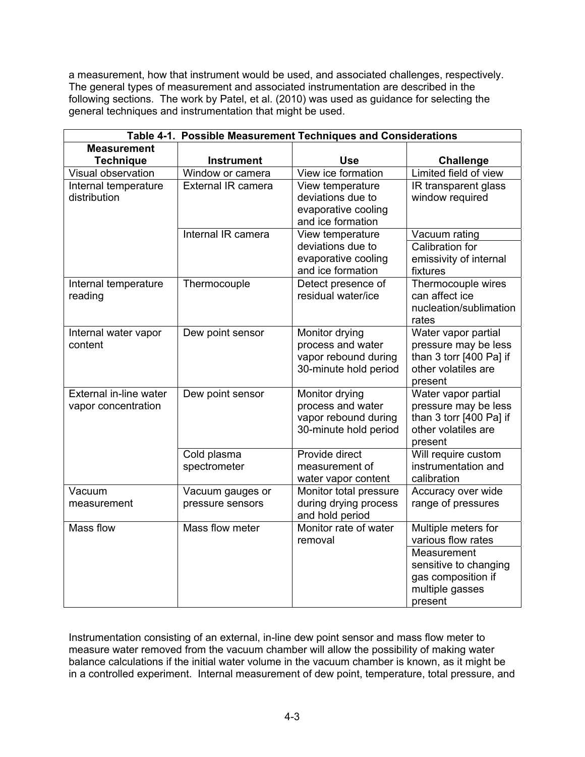a measurement, how that instrument would be used, and associated challenges, respectively. The general types of measurement and associated instrumentation are described in the following sections. The work by Patel, et al. (2010) was used as guidance for selecting the general techniques and instrumentation that might be used.

**Table 4-1. Possible Measurement Techniques and Considerations**

| Measurement Technique | Instrument | Use | Challenge |
|---|---|---|---|
| Visual observation | Window or camera | View ice formation | Limited field of view |
| Internal temperature distribution | External IR camera | View temperature deviations due to evaporative cooling and ice formation | IR transparent glass window required |
| | Internal IR camera | View temperature deviations due to evaporative cooling and ice formation | Vacuum rating |
| | | | Calibration for emissivity of internal fixtures |
| Internal temperature reading | Thermocouple | Detect presence of residual water/ice | Thermocouple wires can affect ice nucleation/sublimation rates |
| Internal water vapor content | Dew point sensor | Monitor drying process and water vapor rebound during 30-minute hold period | Water vapor partial pressure may be less than 3 torr [400 Pa] if other volatiles are present |
| External in-line water vapor concentration | Dew point sensor | Monitor drying process and water vapor rebound during 30-minute hold period | Water vapor partial pressure may be less than 3 torr [400 Pa] if other volatiles are present |
| | Cold plasma spectrometer | Provide direct measurement of water vapor content | Will require custom instrumentation and calibration |
| Vacuum measurement | Vacuum gauges or pressure sensors | Monitor total pressure during drying process and hold period | Accuracy over wide range of pressures |
| Mass flow | Mass flow meter | Monitor rate of water removal | Multiple meters for various flow rates |
| | | | Measurement sensitive to changing gas composition if multiple gasses present |

Instrumentation consisting of an external, in-line dew point sensor and mass flow meter to measure water removed from the vacuum chamber will allow the possibility of making water balance calculations if the initial water volume in the vacuum chamber is known, as it might be in a controlled experiment. Internal measurement of dew point, temperature, total pressure, and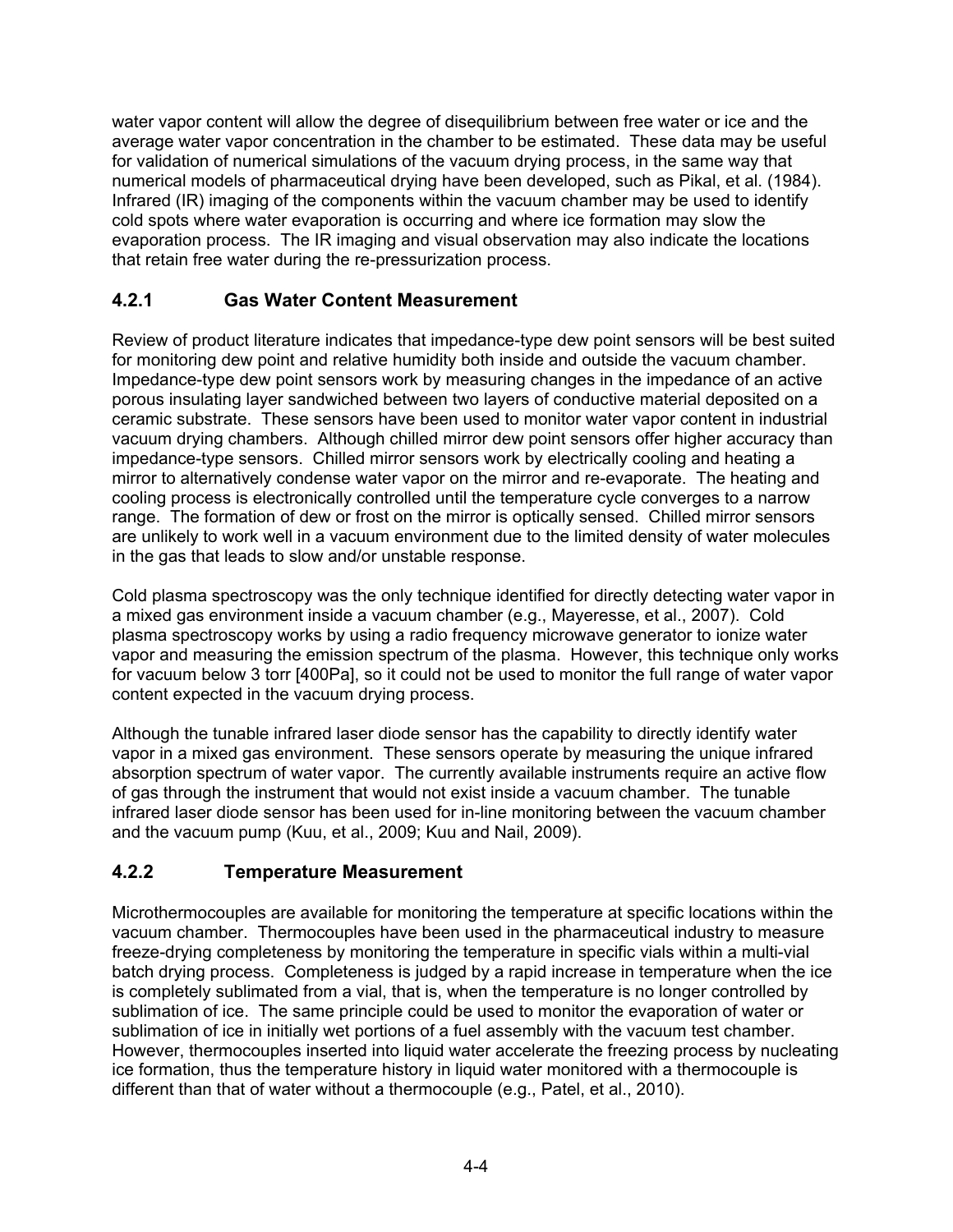water vapor content will allow the degree of disequilibrium between free water or ice and the average water vapor concentration in the chamber to be estimated. These data may be useful for validation of numerical simulations of the vacuum drying process, in the same way that numerical models of pharmaceutical drying have been developed, such as Pikal, et al. (1984). Infrared (IR) imaging of the components within the vacuum chamber may be used to identify cold spots where water evaporation is occurring and where ice formation may slow the evaporation process. The IR imaging and visual observation may also indicate the locations that retain free water during the re-pressurization process.

### 4.2.1 Gas Water Content Measurement

Review of product literature indicates that impedance-type dew point sensors will be best suited for monitoring dew point and relative humidity both inside and outside the vacuum chamber. Impedance-type dew point sensors work by measuring changes in the impedance of an active porous insulating layer sandwiched between two layers of conductive material deposited on a ceramic substrate. These sensors have been used to monitor water vapor content in industrial vacuum drying chambers. Although chilled mirror dew point sensors offer higher accuracy than impedance-type sensors. Chilled mirror sensors work by electrically cooling and heating a mirror to alternatively condense water vapor on the mirror and re-evaporate. The heating and cooling process is electronically controlled until the temperature cycle converges to a narrow range. The formation of dew or frost on the mirror is optically sensed. Chilled mirror sensors are unlikely to work well in a vacuum environment due to the limited density of water molecules in the gas that leads to slow and/or unstable response.

Cold plasma spectroscopy was the only technique identified for directly detecting water vapor in a mixed gas environment inside a vacuum chamber (e.g., Mayeresse, et al., 2007). Cold plasma spectroscopy works by using a radio frequency microwave generator to ionize water vapor and measuring the emission spectrum of the plasma. However, this technique only works for vacuum below 3 torr [400Pa], so it could not be used to monitor the full range of water vapor content expected in the vacuum drying process.

Although the tunable infrared laser diode sensor has the capability to directly identify water vapor in a mixed gas environment. These sensors operate by measuring the unique infrared absorption spectrum of water vapor. The currently available instruments require an active flow of gas through the instrument that would not exist inside a vacuum chamber. The tunable infrared laser diode sensor has been used for in-line monitoring between the vacuum chamber and the vacuum pump (Kuu, et al., 2009; Kuu and Nail, 2009).

### 4.2.2 Temperature Measurement

Microthermocouples are available for monitoring the temperature at specific locations within the vacuum chamber. Thermocouples have been used in the pharmaceutical industry to measure freeze-drying completeness by monitoring the temperature in specific vials within a multi-vial batch drying process. Completeness is judged by a rapid increase in temperature when the ice is completely sublimated from a vial, that is, when the temperature is no longer controlled by sublimation of ice. The same principle could be used to monitor the evaporation of water or sublimation of ice in initially wet portions of a fuel assembly with the vacuum test chamber. However, thermocouples inserted into liquid water accelerate the freezing process by nucleating ice formation, thus the temperature history in liquid water monitored with a thermocouple is different than that of water without a thermocouple (e.g., Patel, et al., 2010).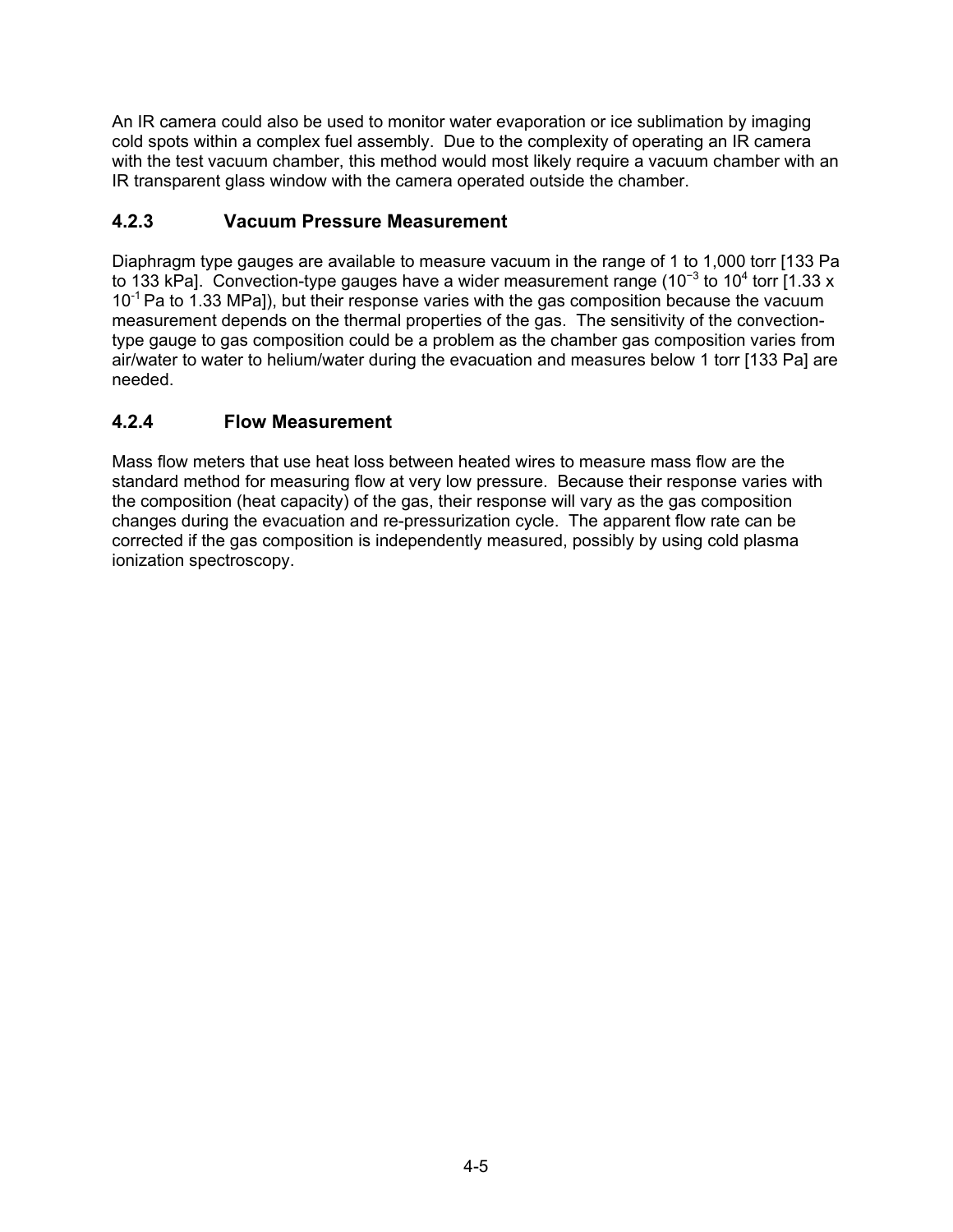An IR camera could also be used to monitor water evaporation or ice sublimation by imaging cold spots within a complex fuel assembly. Due to the complexity of operating an IR camera with the test vacuum chamber, this method would most likely require a vacuum chamber with an IR transparent glass window with the camera operated outside the chamber.

### 4.2.3 Vacuum Pressure Measurement

Diaphragm type gauges are available to measure vacuum in the range of 1 to 1,000 torr [133 Pa to 133 kPa]. Convection-type gauges have a wider measurement range ($10^{-3}$ to $10^{4}$ torr [1.33 x $10^{-1}$ Pa to 1.33 MPa]), but their response varies with the gas composition because the vacuum measurement depends on the thermal properties of the gas. The sensitivity of the convection-type gauge to gas composition could be a problem as the chamber gas composition varies from air/water to water to helium/water during the evacuation and measures below 1 torr [133 Pa] are needed.

### 4.2.4 Flow Measurement

Mass flow meters that use heat loss between heated wires to measure mass flow are the standard method for measuring flow at very low pressure. Because their response varies with the composition (heat capacity) of the gas, their response will vary as the gas composition changes during the evacuation and re-pressurization cycle. The apparent flow rate can be corrected if the gas composition is independently measured, possibly by using cold plasma ionization spectroscopy.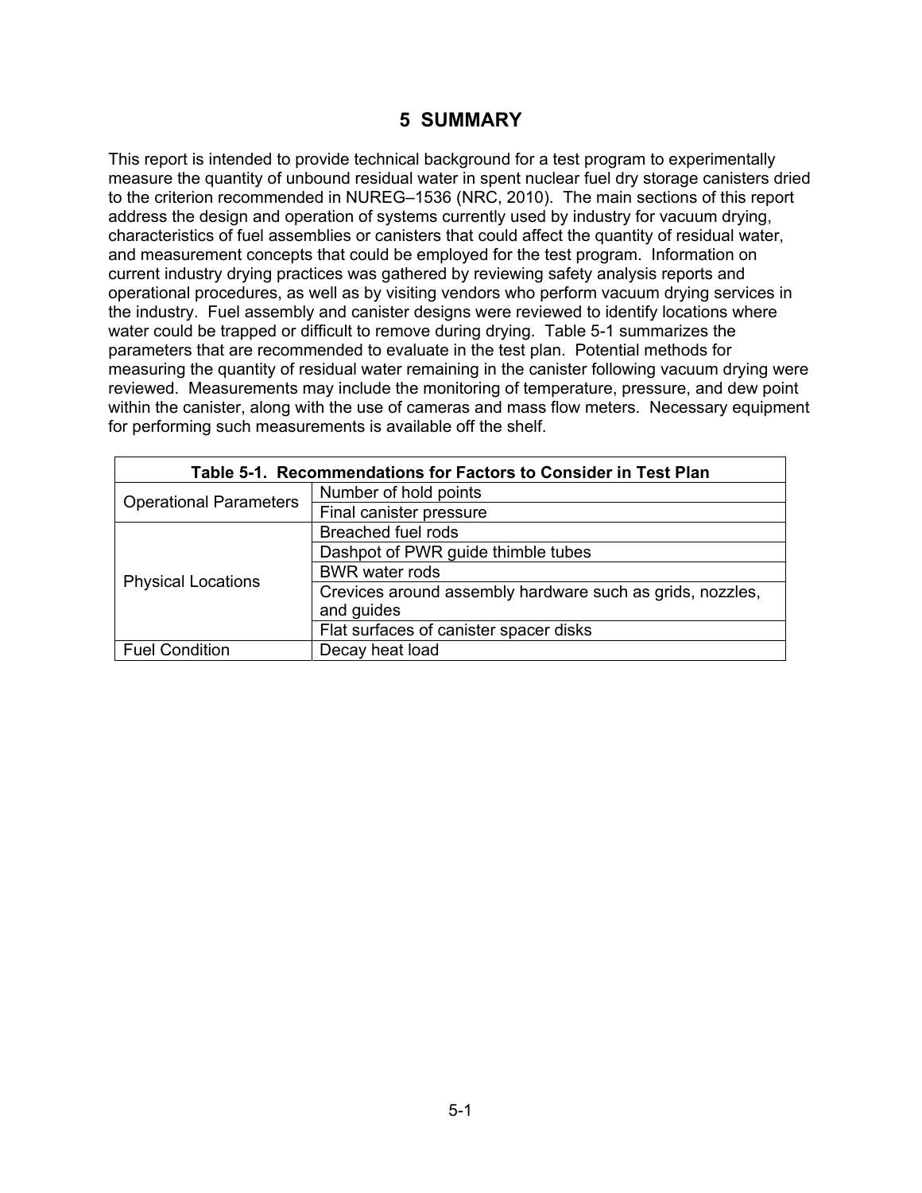# 5 SUMMARY

This report is intended to provide technical background for a test program to experimentally measure the quantity of unbound residual water in spent nuclear fuel dry storage canisters dried to the criterion recommended in NUREG–1536 (NRC, 2010). The main sections of this report address the design and operation of systems currently used by industry for vacuum drying, characteristics of fuel assemblies or canisters that could affect the quantity of residual water, and measurement concepts that could be employed for the test program. Information on current industry drying practices was gathered by reviewing safety analysis reports and operational procedures, as well as by visiting vendors who perform vacuum drying services in the industry. Fuel assembly and canister designs were reviewed to identify locations where water could be trapped or difficult to remove during drying. Table 5-1 summarizes the parameters that are recommended to evaluate in the test plan. Potential methods for measuring the quantity of residual water remaining in the canister following vacuum drying were reviewed. Measurements may include the monitoring of temperature, pressure, and dew point within the canister, along with the use of cameras and mass flow meters. Necessary equipment for performing such measurements is available off the shelf.

**Table 5-1. Recommendations for Factors to Consider in Test Plan**

| | |
|---|---|
| Operational Parameters | Number of hold points |
| | Final canister pressure |
| Physical Locations | Breached fuel rods |
| | Dashpot of PWR guide thimble tubes |
| | BWR water rods |
| | Crevices around assembly hardware such as grids, nozzles, and guides |
| | Flat surfaces of canister spacer disks |
| Fuel Condition | Decay heat load |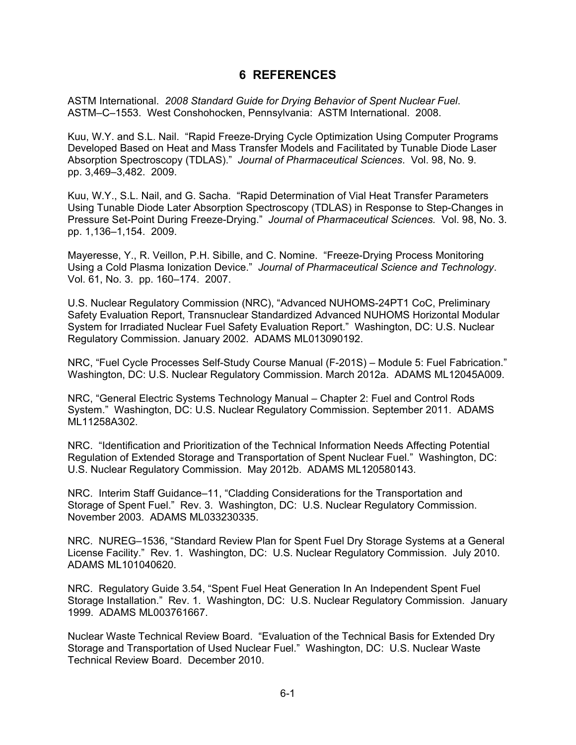# 6 REFERENCES

ASTM International. *2008 Standard Guide for Drying Behavior of Spent Nuclear Fuel*. ASTM–C–1553. West Conshohocken, Pennsylvania: ASTM International. 2008.

Kuu, W.Y. and S.L. Nail. "Rapid Freeze-Drying Cycle Optimization Using Computer Programs Developed Based on Heat and Mass Transfer Models and Facilitated by Tunable Diode Laser Absorption Spectroscopy (TDLAS)." *Journal of Pharmaceutical Sciences*. Vol. 98, No. 9. pp. 3,469–3,482. 2009.

Kuu, W.Y., S.L. Nail, and G. Sacha. "Rapid Determination of Vial Heat Transfer Parameters Using Tunable Diode Later Absorption Spectroscopy (TDLAS) in Response to Step-Changes in Pressure Set-Point During Freeze-Drying." *Journal of Pharmaceutical Sciences.* Vol. 98, No. 3. pp. 1,136–1,154. 2009.

Mayeresse, Y., R. Veillon, P.H. Sibille, and C. Nomine. "Freeze-Drying Process Monitoring Using a Cold Plasma Ionization Device." *Journal of Pharmaceutical Science and Technology*. Vol. 61, No. 3. pp. 160–174. 2007.

U.S. Nuclear Regulatory Commission (NRC), "Advanced NUHOMS-24PT1 CoC, Preliminary Safety Evaluation Report, Transnuclear Standardized Advanced NUHOMS Horizontal Modular System for Irradiated Nuclear Fuel Safety Evaluation Report." Washington, DC: U.S. Nuclear Regulatory Commission. January 2002. ADAMS ML013090192.

NRC, "Fuel Cycle Processes Self-Study Course Manual (F-201S) – Module 5: Fuel Fabrication." Washington, DC: U.S. Nuclear Regulatory Commission. March 2012a. ADAMS ML12045A009.

NRC, "General Electric Systems Technology Manual – Chapter 2: Fuel and Control Rods System." Washington, DC: U.S. Nuclear Regulatory Commission. September 2011. ADAMS ML11258A302.

NRC. "Identification and Prioritization of the Technical Information Needs Affecting Potential Regulation of Extended Storage and Transportation of Spent Nuclear Fuel." Washington, DC: U.S. Nuclear Regulatory Commission. May 2012b. ADAMS ML120580143.

NRC. Interim Staff Guidance–11, "Cladding Considerations for the Transportation and Storage of Spent Fuel." Rev. 3. Washington, DC: U.S. Nuclear Regulatory Commission. November 2003. ADAMS ML033230335.

NRC. NUREG–1536, "Standard Review Plan for Spent Fuel Dry Storage Systems at a General License Facility." Rev. 1. Washington, DC: U.S. Nuclear Regulatory Commission. July 2010. ADAMS ML101040620.

NRC. Regulatory Guide 3.54, "Spent Fuel Heat Generation In An Independent Spent Fuel Storage Installation." Rev. 1. Washington, DC: U.S. Nuclear Regulatory Commission. January 1999. ADAMS ML003761667.

Nuclear Waste Technical Review Board. "Evaluation of the Technical Basis for Extended Dry Storage and Transportation of Used Nuclear Fuel." Washington, DC: U.S. Nuclear Waste Technical Review Board. December 2010.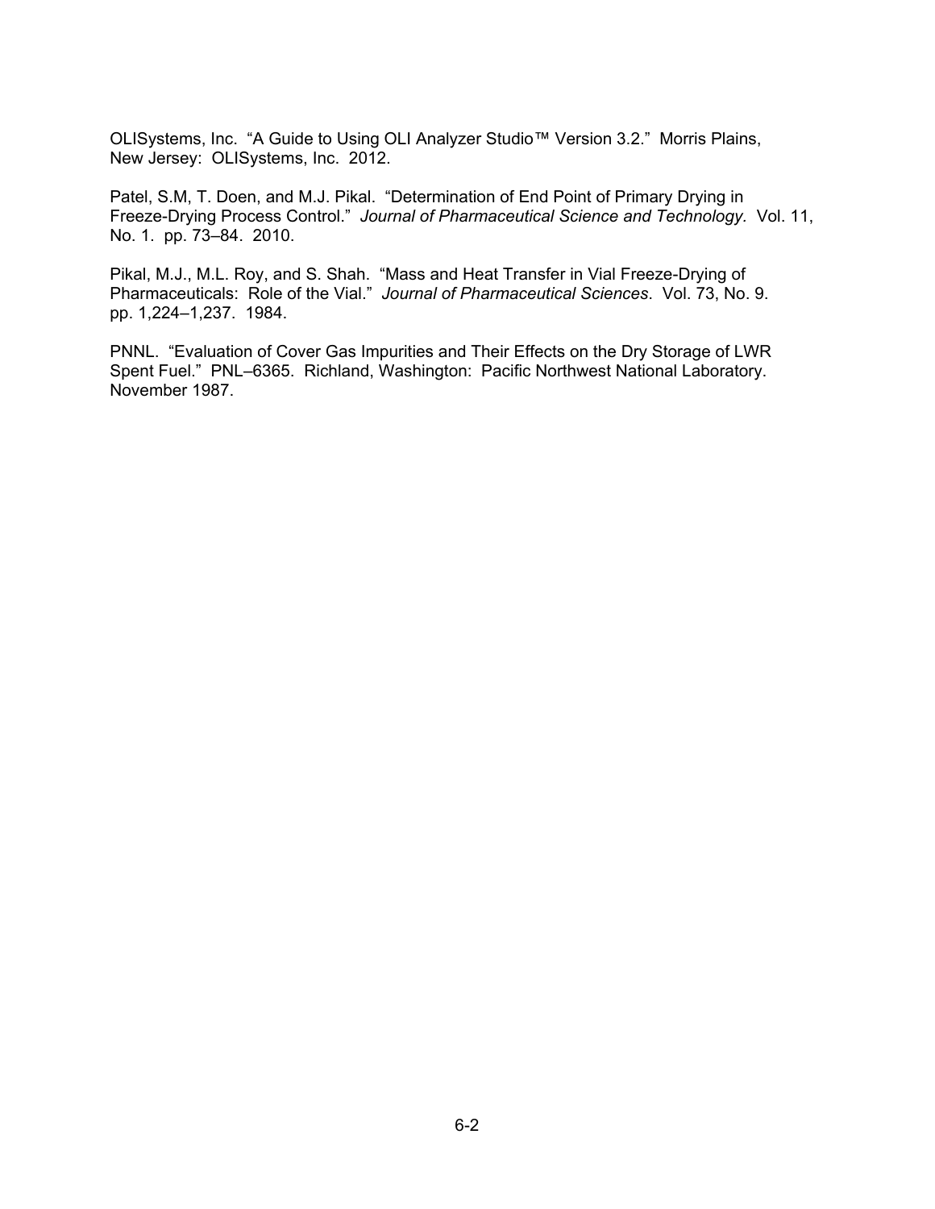OLISystems, Inc. “A Guide to Using OLI Analyzer Studio™ Version 3.2.” Morris Plains, New Jersey: OLISystems, Inc. 2012.

Patel, S.M, T. Doen, and M.J. Pikal. “Determination of End Point of Primary Drying in Freeze-Drying Process Control.” *Journal of Pharmaceutical Science and Technology*. Vol. 11, No. 1. pp. 73–84. 2010.

Pikal, M.J., M.L. Roy, and S. Shah. “Mass and Heat Transfer in Vial Freeze-Drying of Pharmaceuticals: Role of the Vial.” *Journal of Pharmaceutical Sciences*. Vol. 73, No. 9. pp. 1,224–1,237. 1984.

PNNL. “Evaluation of Cover Gas Impurities and Their Effects on the Dry Storage of LWR Spent Fuel.” PNL–6365. Richland, Washington: Pacific Northwest National Laboratory. November 1987.